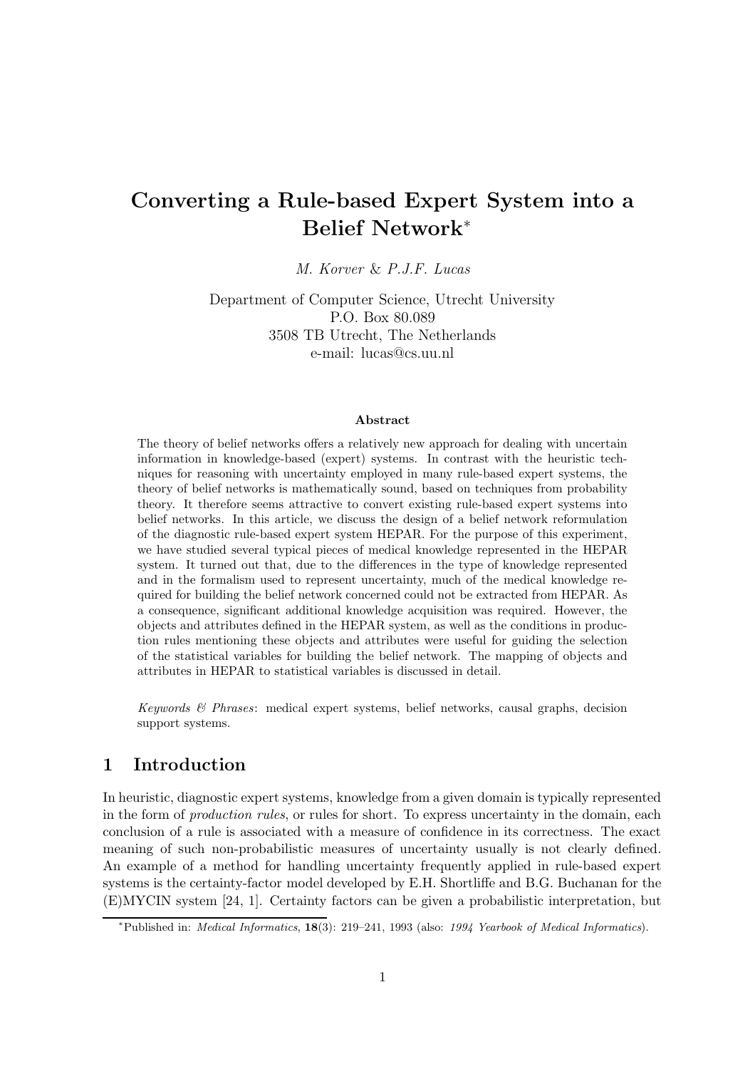# Converting a Rule-based Expert System into a Belief Network*

*M. Korver & P.J.F. Lucas*

Department of Computer Science, Utrecht University
P.O. Box 80.089
3508 TB Utrecht, The Netherlands
e-mail: lucas@cs.uu.nl

### Abstract

The theory of belief networks offers a relatively new approach for dealing with uncertain information in knowledge-based (expert) systems. In contrast with the heuristic techniques for reasoning with uncertainty employed in many rule-based expert systems, the theory of belief networks is mathematically sound, based on techniques from probability theory. It therefore seems attractive to convert existing rule-based expert systems into belief networks. In this article, we discuss the design of a belief network reformulation of the diagnostic rule-based expert system HEPAR. For the purpose of this experiment, we have studied several typical pieces of medical knowledge represented in the HEPAR system. It turned out that, due to the differences in the type of knowledge represented and in the formalism used to represent uncertainty, much of the medical knowledge required for building the belief network concerned could not be extracted from HEPAR. As a consequence, significant additional knowledge acquisition was required. However, the objects and attributes defined in the HEPAR system, as well as the conditions in production rules mentioning these objects and attributes were useful for guiding the selection of the statistical variables for building the belief network. The mapping of objects and attributes in HEPAR to statistical variables is discussed in detail.

*Keywords & Phrases*: medical expert systems, belief networks, causal graphs, decision support systems.

## 1 Introduction

In heuristic, diagnostic expert systems, knowledge from a given domain is typically represented in the form of *production rules*, or rules for short. To express uncertainty in the domain, each conclusion of a rule is associated with a measure of confidence in its correctness. The exact meaning of such non-probabilistic measures of uncertainty usually is not clearly defined. An example of a method for handling uncertainty frequently applied in rule-based expert systems is the certainty-factor model developed by E.H. Shortliffe and B.G. Buchanan for the (E)MYCIN system [24, 1]. Certainty factors can be given a probabilistic interpretation, but

*Published in: *Medical Informatics*, **18**(3): 219–241, 1993 (also: *1994 Yearbook of Medical Informatics*).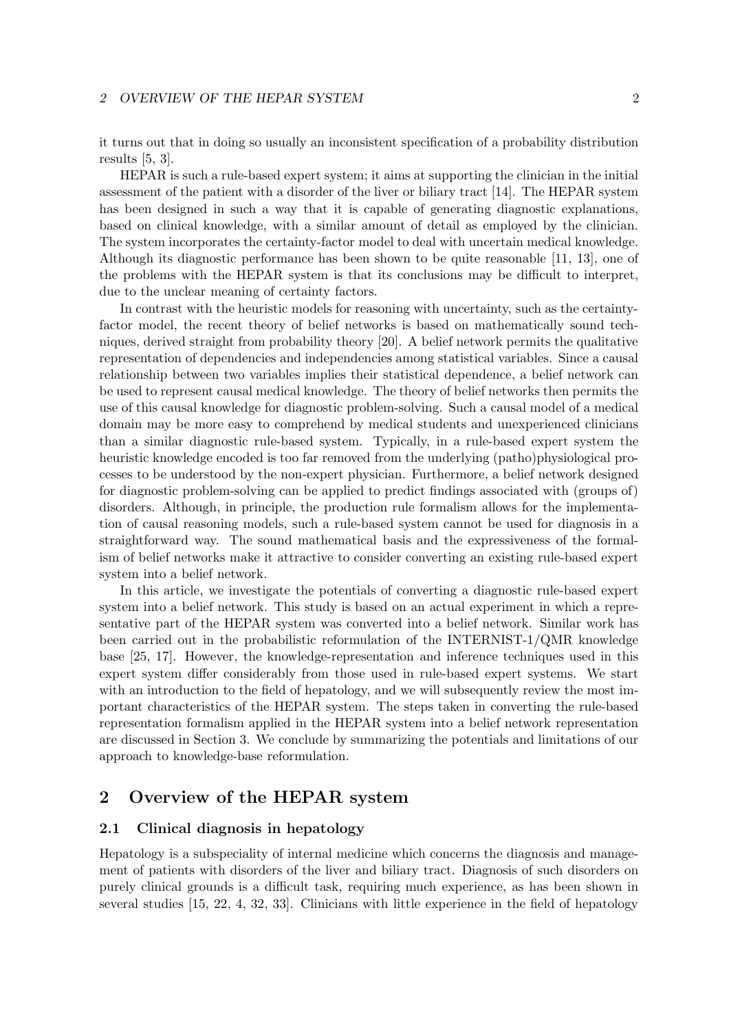it turns out that in doing so usually an inconsistent specification of a probability distribution results [5, 3].

HEPAR is such a rule-based expert system; it aims at supporting the clinician in the initial assessment of the patient with a disorder of the liver or biliary tract [14]. The HEPAR system has been designed in such a way that it is capable of generating diagnostic explanations, based on clinical knowledge, with a similar amount of detail as employed by the clinician. The system incorporates the certainty-factor model to deal with uncertain medical knowledge. Although its diagnostic performance has been shown to be quite reasonable [11, 13], one of the problems with the HEPAR system is that its conclusions may be difficult to interpret, due to the unclear meaning of certainty factors.

In contrast with the heuristic models for reasoning with uncertainty, such as the certainty-factor model, the recent theory of belief networks is based on mathematically sound techniques, derived straight from probability theory [20]. A belief network permits the qualitative representation of dependencies and independencies among statistical variables. Since a causal relationship between two variables implies their statistical dependence, a belief network can be used to represent causal medical knowledge. The theory of belief networks then permits the use of this causal knowledge for diagnostic problem-solving. Such a causal model of a medical domain may be more easy to comprehend by medical students and unexperienced clinicians than a similar diagnostic rule-based system. Typically, in a rule-based expert system the heuristic knowledge encoded is too far removed from the underlying (patho)physiological processes to be understood by the non-expert physician. Furthermore, a belief network designed for diagnostic problem-solving can be applied to predict findings associated with (groups of) disorders. Although, in principle, the production rule formalism allows for the implementation of causal reasoning models, such a rule-based system cannot be used for diagnosis in a straightforward way. The sound mathematical basis and the expressiveness of the formalism of belief networks make it attractive to consider converting an existing rule-based expert system into a belief network.

In this article, we investigate the potentials of converting a diagnostic rule-based expert system into a belief network. This study is based on an actual experiment in which a representative part of the HEPAR system was converted into a belief network. Similar work has been carried out in the probabilistic reformulation of the INTERNIST-1/QMR knowledge base [25, 17]. However, the knowledge-representation and inference techniques used in this expert system differ considerably from those used in rule-based expert systems. We start with an introduction to the field of hepatology, and we will subsequently review the most important characteristics of the HEPAR system. The steps taken in converting the rule-based representation formalism applied in the HEPAR system into a belief network representation are discussed in Section 3. We conclude by summarizing the potentials and limitations of our approach to knowledge-base reformulation.

## 2 Overview of the HEPAR system

### 2.1 Clinical diagnosis in hepatology

Hepatology is a subspeciality of internal medicine which concerns the diagnosis and management of patients with disorders of the liver and biliary tract. Diagnosis of such disorders on purely clinical grounds is a difficult task, requiring much experience, as has been shown in several studies [15, 22, 4, 32, 33]. Clinicians with little experience in the field of hepatology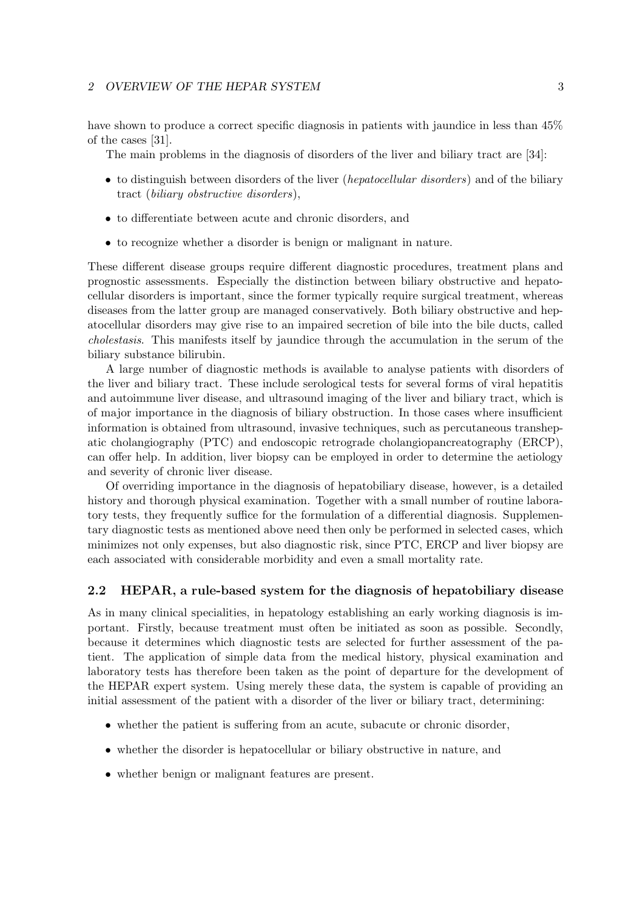have shown to produce a correct specific diagnosis in patients with jaundice in less than 45% of the cases [31].

The main problems in the diagnosis of disorders of the liver and biliary tract are [34]:

- to distinguish between disorders of the liver (*hepatocellular disorders*) and of the biliary tract (*biliary obstructive disorders*),
- to differentiate between acute and chronic disorders, and
- to recognize whether a disorder is benign or malignant in nature.

These different disease groups require different diagnostic procedures, treatment plans and prognostic assessments. Especially the distinction between biliary obstructive and hepatocellular disorders is important, since the former typically require surgical treatment, whereas diseases from the latter group are managed conservatively. Both biliary obstructive and hepatocellular disorders may give rise to an impaired secretion of bile into the bile ducts, called *cholestasis*. This manifests itself by jaundice through the accumulation in the serum of the biliary substance bilirubin.

A large number of diagnostic methods is available to analyse patients with disorders of the liver and biliary tract. These include serological tests for several forms of viral hepatitis and autoimmune liver disease, and ultrasound imaging of the liver and biliary tract, which is of major importance in the diagnosis of biliary obstruction. In those cases where insufficient information is obtained from ultrasound, invasive techniques, such as percutaneous transhepatic cholangiography (PTC) and endoscopic retrograde cholangiopancreatography (ERCP), can offer help. In addition, liver biopsy can be employed in order to determine the aetiology and severity of chronic liver disease.

Of overriding importance in the diagnosis of hepatobiliary disease, however, is a detailed history and thorough physical examination. Together with a small number of routine laboratory tests, they frequently suffice for the formulation of a differential diagnosis. Supplementary diagnostic tests as mentioned above need then only be performed in selected cases, which minimizes not only expenses, but also diagnostic risk, since PTC, ERCP and liver biopsy are each associated with considerable morbidity and even a small mortality rate.

### 2.2 HEPAR, a rule-based system for the diagnosis of hepatobiliary disease

As in many clinical specialities, in hepatology establishing an early working diagnosis is important. Firstly, because treatment must often be initiated as soon as possible. Secondly, because it determines which diagnostic tests are selected for further assessment of the patient. The application of simple data from the medical history, physical examination and laboratory tests has therefore been taken as the point of departure for the development of the HEPAR expert system. Using merely these data, the system is capable of providing an initial assessment of the patient with a disorder of the liver or biliary tract, determining:

- whether the patient is suffering from an acute, subacute or chronic disorder,
- whether the disorder is hepatocellular or biliary obstructive in nature, and
- whether benign or malignant features are present.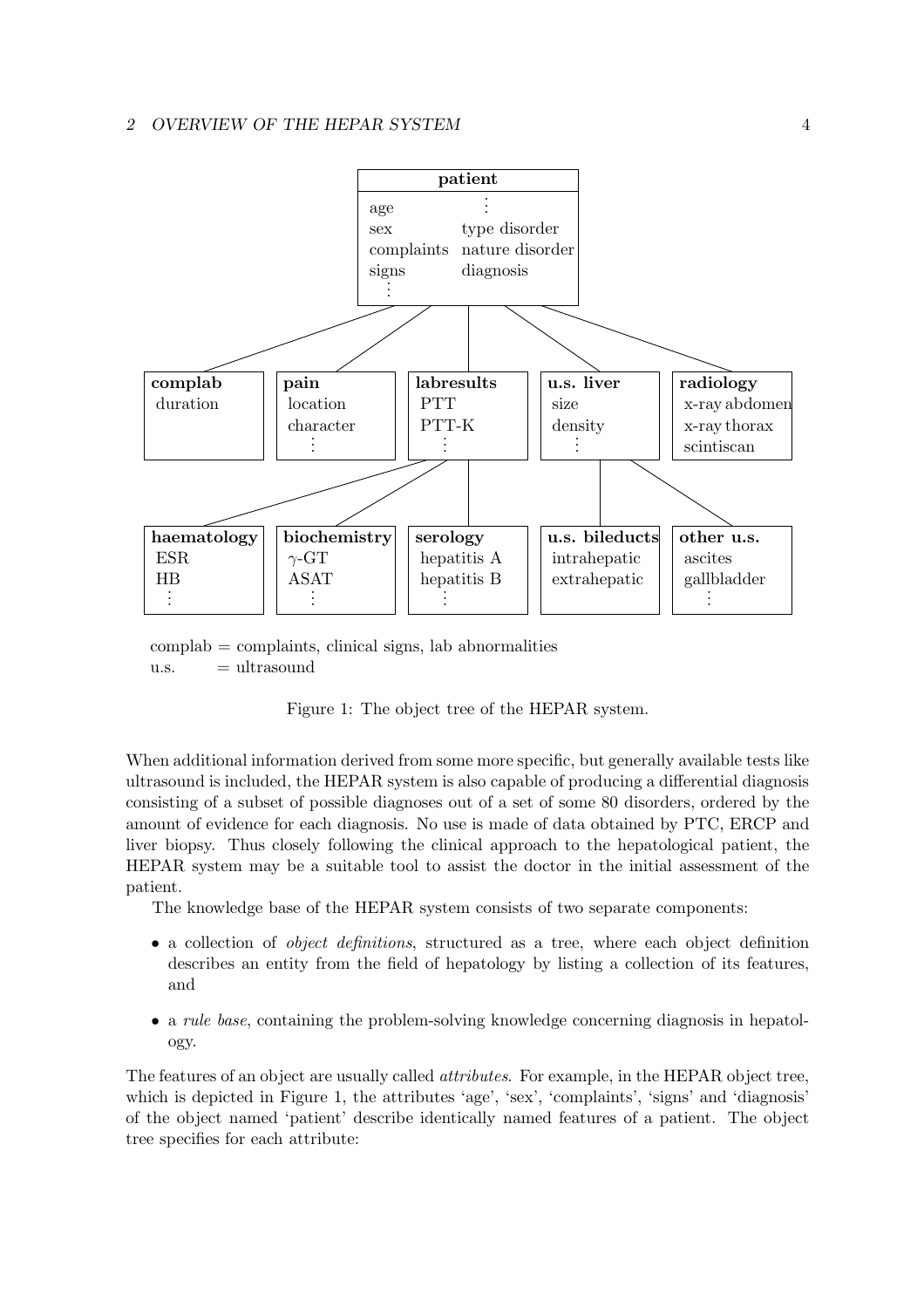complab = complaints, clinical signs, lab abnormalities
u.s. = ultrasound

Figure 1: The object tree of the HEPAR system.

When additional information derived from some more specific, but generally available tests like ultrasound is included, the HEPAR system is also capable of producing a differential diagnosis consisting of a subset of possible diagnoses out of a set of some 80 disorders, ordered by the amount of evidence for each diagnosis. No use is made of data obtained by PTC, ERCP and liver biopsy. Thus closely following the clinical approach to the hepatological patient, the HEPAR system may be a suitable tool to assist the doctor in the initial assessment of the patient.

The knowledge base of the HEPAR system consists of two separate components:

- a collection of *object definitions*, structured as a tree, where each object definition describes an entity from the field of hepatology by listing a collection of its features, and
- a *rule base*, containing the problem-solving knowledge concerning diagnosis in hepatology.

The features of an object are usually called *attributes*. For example, in the HEPAR object tree, which is depicted in Figure 1, the attributes 'age', 'sex', 'complaints', 'signs' and 'diagnosis' of the object named 'patient' describe identically named features of a patient. The object tree specifies for each attribute: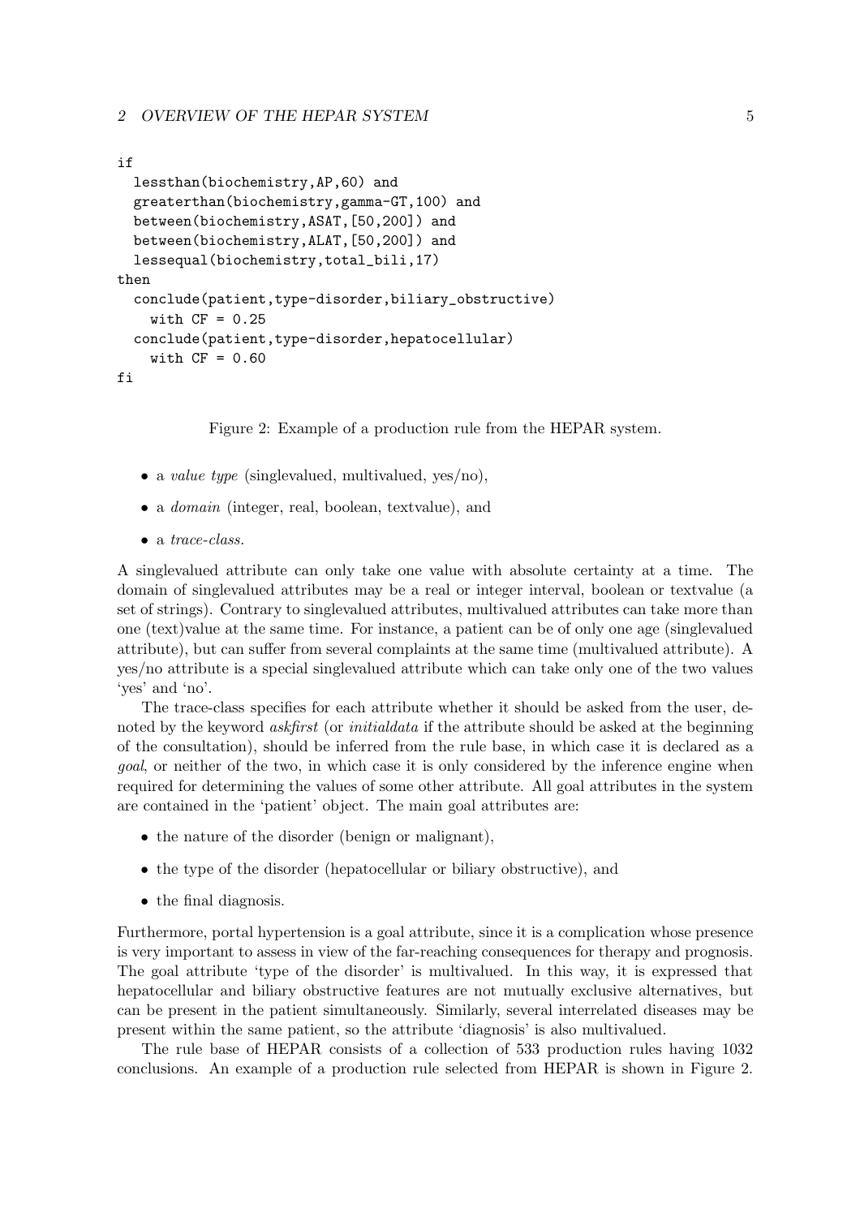```
if
  lessthan(biochemistry,AP,60) and
  greaterthan(biochemistry,gamma-GT,100) and
  between(biochemistry,ASAT,[50,200]) and
  between(biochemistry,ALAT,[50,200]) and
  lessequal(biochemistry,total_bili,17)
then
  conclude(patient,type-disorder,biliary_obstructive)
    with CF = 0.25
  conclude(patient,type-disorder,hepatocellular)
    with CF = 0.60
fi
```

Figure 2: Example of a production rule from the HEPAR system.

- a *value type* (singlevalued, multivalued, yes/no),
- a *domain* (integer, real, boolean, textvalue), and
- a *trace-class*.

A singlevalued attribute can only take one value with absolute certainty at a time. The domain of singlevalued attributes may be a real or integer interval, boolean or textvalue (a set of strings). Contrary to singlevalued attributes, multivalued attributes can take more than one (text)value at the same time. For instance, a patient can be of only one age (singlevalued attribute), but can suffer from several complaints at the same time (multivalued attribute). A yes/no attribute is a special singlevalued attribute which can take only one of the two values 'yes' and 'no'.

The trace-class specifies for each attribute whether it should be asked from the user, denoted by the keyword *askfirst* (or *initialdata* if the attribute should be asked at the beginning of the consultation), should be inferred from the rule base, in which case it is declared as a *goal*, or neither of the two, in which case it is only considered by the inference engine when required for determining the values of some other attribute. All goal attributes in the system are contained in the 'patient' object. The main goal attributes are:

- the nature of the disorder (benign or malignant),
- the type of the disorder (hepatocellular or biliary obstructive), and
- the final diagnosis.

Furthermore, portal hypertension is a goal attribute, since it is a complication whose presence is very important to assess in view of the far-reaching consequences for therapy and prognosis. The goal attribute 'type of the disorder' is multivalued. In this way, it is expressed that hepatocellular and biliary obstructive features are not mutually exclusive alternatives, but can be present in the patient simultaneously. Similarly, several interrelated diseases may be present within the same patient, so the attribute 'diagnosis' is also multivalued.

The rule base of HEPAR consists of a collection of 533 production rules having 1032 conclusions. An example of a production rule selected from HEPAR is shown in Figure 2.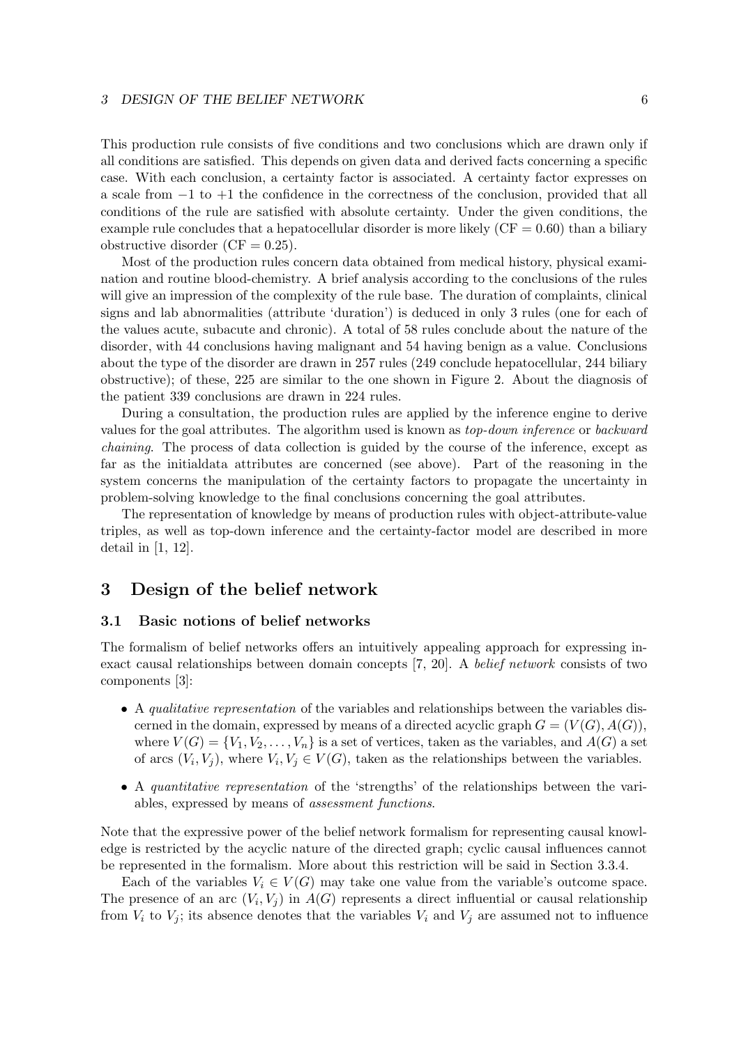This production rule consists of five conditions and two conclusions which are drawn only if all conditions are satisfied. This depends on given data and derived facts concerning a specific case. With each conclusion, a certainty factor is associated. A certainty factor expresses on a scale from $-1$ to $+1$ the confidence in the correctness of the conclusion, provided that all conditions of the rule are satisfied with absolute certainty. Under the given conditions, the example rule concludes that a hepatocellular disorder is more likely (CF = 0.60) than a biliary obstructive disorder (CF = 0.25).

Most of the production rules concern data obtained from medical history, physical examination and routine blood-chemistry. A brief analysis according to the conclusions of the rules will give an impression of the complexity of the rule base. The duration of complaints, clinical signs and lab abnormalities (attribute 'duration') is deduced in only 3 rules (one for each of the values acute, subacute and chronic). A total of 58 rules conclude about the nature of the disorder, with 44 conclusions having malignant and 54 having benign as a value. Conclusions about the type of the disorder are drawn in 257 rules (249 conclude hepatocellular, 244 biliary obstructive); of these, 225 are similar to the one shown in Figure 2. About the diagnosis of the patient 339 conclusions are drawn in 224 rules.

During a consultation, the production rules are applied by the inference engine to derive values for the goal attributes. The algorithm used is known as *top-down inference* or *backward chaining*. The process of data collection is guided by the course of the inference, except as far as the initialdata attributes are concerned (see above). Part of the reasoning in the system concerns the manipulation of the certainty factors to propagate the uncertainty in problem-solving knowledge to the final conclusions concerning the goal attributes.

The representation of knowledge by means of production rules with object-attribute-value triples, as well as top-down inference and the certainty-factor model are described in more detail in [1, 12].

## 3 Design of the belief network

### 3.1 Basic notions of belief networks

The formalism of belief networks offers an intuitively appealing approach for expressing inexact causal relationships between domain concepts [7, 20]. A *belief network* consists of two components [3]:

- A *qualitative representation* of the variables and relationships between the variables discerned in the domain, expressed by means of a directed acyclic graph $G = (V(G), A(G))$, where $V(G) = \{V_1, V_2, \ldots, V_n\}$ is a set of vertices, taken as the variables, and $A(G)$ a set of arcs $(V_i, V_j)$, where $V_i, V_j \in V(G)$, taken as the relationships between the variables.
- A *quantitative representation* of the 'strengths' of the relationships between the variables, expressed by means of *assessment functions*.

Note that the expressive power of the belief network formalism for representing causal knowledge is restricted by the acyclic nature of the directed graph; cyclic causal influences cannot be represented in the formalism. More about this restriction will be said in Section 3.3.4.

Each of the variables $V_i \in V(G)$ may take one value from the variable's outcome space. The presence of an arc $(V_i, V_j)$ in $A(G)$ represents a direct influential or causal relationship from $V_i$ to $V_j$; its absence denotes that the variables $V_i$ and $V_j$ are assumed not to influence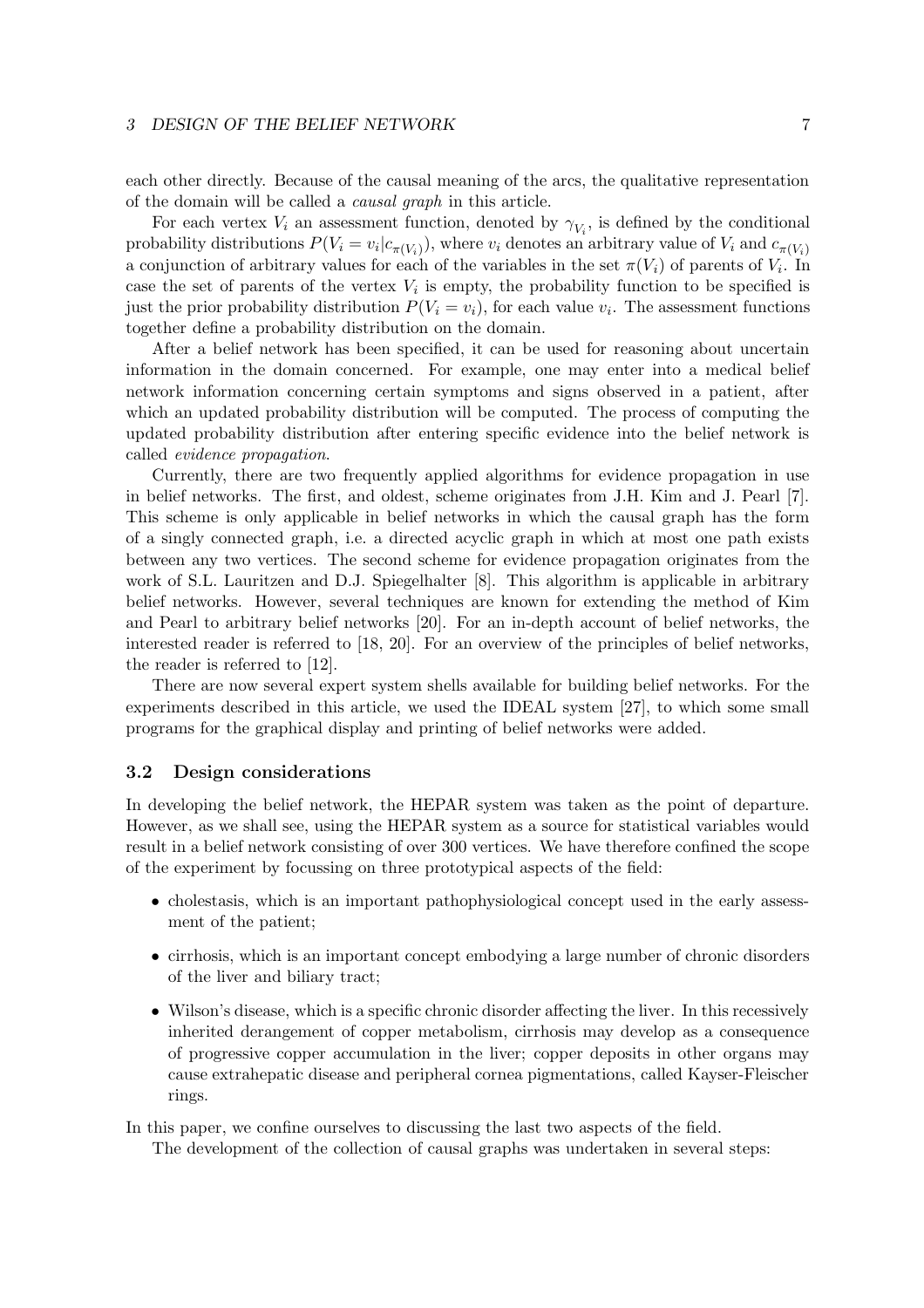each other directly. Because of the causal meaning of the arcs, the qualitative representation of the domain will be called a *causal graph* in this article.

For each vertex $V_i$ an assessment function, denoted by $\gamma_{V_i}$, is defined by the conditional probability distributions $P(V_i = v_i | c_{\pi(V_i)})$, where $v_i$ denotes an arbitrary value of $V_i$ and $c_{\pi(V_i)}$ a conjunction of arbitrary values for each of the variables in the set $\pi(V_i)$ of parents of $V_i$. In case the set of parents of the vertex $V_i$ is empty, the probability function to be specified is just the prior probability distribution $P(V_i = v_i)$, for each value $v_i$. The assessment functions together define a probability distribution on the domain.

After a belief network has been specified, it can be used for reasoning about uncertain information in the domain concerned. For example, one may enter into a medical belief network information concerning certain symptoms and signs observed in a patient, after which an updated probability distribution will be computed. The process of computing the updated probability distribution after entering specific evidence into the belief network is called *evidence propagation*.

Currently, there are two frequently applied algorithms for evidence propagation in use in belief networks. The first, and oldest, scheme originates from J.H. Kim and J. Pearl [7]. This scheme is only applicable in belief networks in which the causal graph has the form of a singly connected graph, i.e. a directed acyclic graph in which at most one path exists between any two vertices. The second scheme for evidence propagation originates from the work of S.L. Lauritzen and D.J. Spiegelhalter [8]. This algorithm is applicable in arbitrary belief networks. However, several techniques are known for extending the method of Kim and Pearl to arbitrary belief networks [20]. For an in-depth account of belief networks, the interested reader is referred to [18, 20]. For an overview of the principles of belief networks, the reader is referred to [12].

There are now several expert system shells available for building belief networks. For the experiments described in this article, we used the IDEAL system [27], to which some small programs for the graphical display and printing of belief networks were added.

### 3.2 Design considerations

In developing the belief network, the HEPAR system was taken as the point of departure. However, as we shall see, using the HEPAR system as a source for statistical variables would result in a belief network consisting of over 300 vertices. We have therefore confined the scope of the experiment by focussing on three prototypical aspects of the field:

- cholestasis, which is an important pathophysiological concept used in the early assessment of the patient;
- cirrhosis, which is an important concept embodying a large number of chronic disorders of the liver and biliary tract;
- Wilson's disease, which is a specific chronic disorder affecting the liver. In this recessively inherited derangement of copper metabolism, cirrhosis may develop as a consequence of progressive copper accumulation in the liver; copper deposits in other organs may cause extrahepatic disease and peripheral cornea pigmentations, called Kayser-Fleischer rings.

In this paper, we confine ourselves to discussing the last two aspects of the field.

The development of the collection of causal graphs was undertaken in several steps: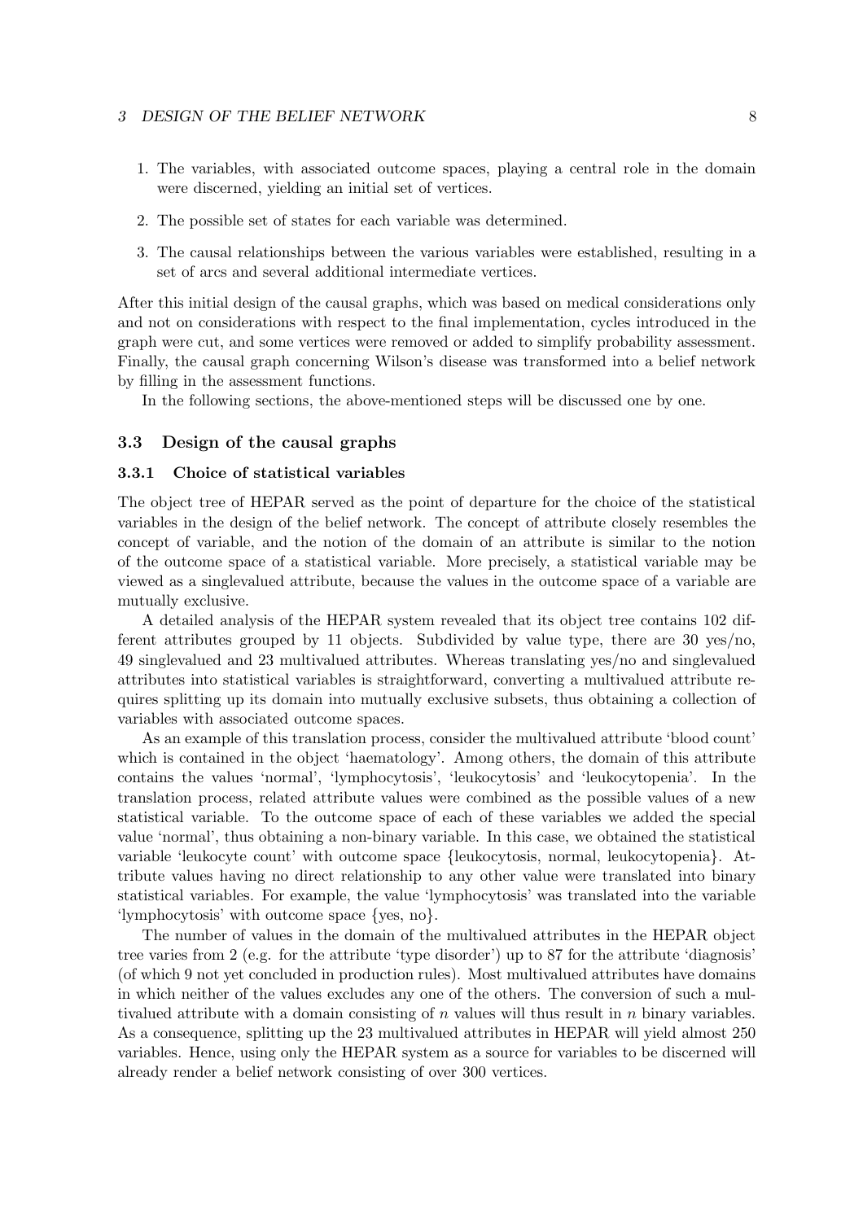1. The variables, with associated outcome spaces, playing a central role in the domain were discerned, yielding an initial set of vertices.

2. The possible set of states for each variable was determined.

3. The causal relationships between the various variables were established, resulting in a set of arcs and several additional intermediate vertices.

After this initial design of the causal graphs, which was based on medical considerations only and not on considerations with respect to the final implementation, cycles introduced in the graph were cut, and some vertices were removed or added to simplify probability assessment. Finally, the causal graph concerning Wilson's disease was transformed into a belief network by filling in the assessment functions.

In the following sections, the above-mentioned steps will be discussed one by one.

### 3.3 Design of the causal graphs

#### 3.3.1 Choice of statistical variables

The object tree of HEPAR served as the point of departure for the choice of the statistical variables in the design of the belief network. The concept of attribute closely resembles the concept of variable, and the notion of the domain of an attribute is similar to the notion of the outcome space of a statistical variable. More precisely, a statistical variable may be viewed as a singlevalued attribute, because the values in the outcome space of a variable are mutually exclusive.

A detailed analysis of the HEPAR system revealed that its object tree contains 102 different attributes grouped by 11 objects. Subdivided by value type, there are 30 yes/no, 49 singlevalued and 23 multivalued attributes. Whereas translating yes/no and singlevalued attributes into statistical variables is straightforward, converting a multivalued attribute requires splitting up its domain into mutually exclusive subsets, thus obtaining a collection of variables with associated outcome spaces.

As an example of this translation process, consider the multivalued attribute 'blood count' which is contained in the object 'haematology'. Among others, the domain of this attribute contains the values 'normal', 'lymphocytosis', 'leukocytosis' and 'leukocytopenia'. In the translation process, related attribute values were combined as the possible values of a new statistical variable. To the outcome space of each of these variables we added the special value 'normal', thus obtaining a non-binary variable. In this case, we obtained the statistical variable 'leukocyte count' with outcome space {leukocytosis, normal, leukocytopenia}. Attribute values having no direct relationship to any other value were translated into binary statistical variables. For example, the value 'lymphocytosis' was translated into the variable 'lymphocytosis' with outcome space {yes, no}.

The number of values in the domain of the multivalued attributes in the HEPAR object tree varies from 2 (e.g. for the attribute 'type disorder') up to 87 for the attribute 'diagnosis' (of which 9 not yet concluded in production rules). Most multivalued attributes have domains in which neither of the values excludes any one of the others. The conversion of such a multivalued attribute with a domain consisting of $n$ values will thus result in $n$ binary variables. As a consequence, splitting up the 23 multivalued attributes in HEPAR will yield almost 250 variables. Hence, using only the HEPAR system as a source for variables to be discerned will already render a belief network consisting of over 300 vertices.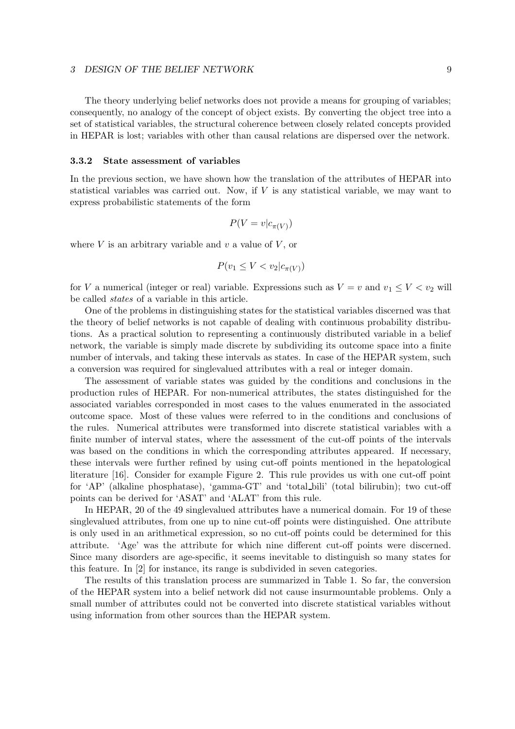The theory underlying belief networks does not provide a means for grouping of variables; consequently, no analogy of the concept of object exists. By converting the object tree into a set of statistical variables, the structural coherence between closely related concepts provided in HEPAR is lost; variables with other than causal relations are dispersed over the network.

### 3.3.2 State assessment of variables

In the previous section, we have shown how the translation of the attributes of HEPAR into statistical variables was carried out. Now, if $V$ is any statistical variable, we may want to express probabilistic statements of the form

$$P(V = v|c_{\pi(V)})$$

where $V$ is an arbitrary variable and $v$ a value of $V$, or

$$P(v_1 \leq V < v_2|c_{\pi(V)})$$

for $V$ a numerical (integer or real) variable. Expressions such as $V = v$ and $v_1 \leq V < v_2$ will be called *states* of a variable in this article.

One of the problems in distinguishing states for the statistical variables discerned was that the theory of belief networks is not capable of dealing with continuous probability distributions. As a practical solution to representing a continuously distributed variable in a belief network, the variable is simply made discrete by subdividing its outcome space into a finite number of intervals, and taking these intervals as states. In case of the HEPAR system, such a conversion was required for singlevalued attributes with a real or integer domain.

The assessment of variable states was guided by the conditions and conclusions in the production rules of HEPAR. For non-numerical attributes, the states distinguished for the associated variables corresponded in most cases to the values enumerated in the associated outcome space. Most of these values were referred to in the conditions and conclusions of the rules. Numerical attributes were transformed into discrete statistical variables with a finite number of interval states, where the assessment of the cut-off points of the intervals was based on the conditions in which the corresponding attributes appeared. If necessary, these intervals were further refined by using cut-off points mentioned in the hepatological literature [16]. Consider for example Figure 2. This rule provides us with one cut-off point for 'AP' (alkaline phosphatase), 'gamma-GT' and 'total_bili' (total bilirubin); two cut-off points can be derived for 'ASAT' and 'ALAT' from this rule.

In HEPAR, 20 of the 49 singlevalued attributes have a numerical domain. For 19 of these singlevalued attributes, from one up to nine cut-off points were distinguished. One attribute is only used in an arithmetical expression, so no cut-off points could be determined for this attribute. 'Age' was the attribute for which nine different cut-off points were discerned. Since many disorders are age-specific, it seems inevitable to distinguish so many states for this feature. In [2] for instance, its range is subdivided in seven categories.

The results of this translation process are summarized in Table 1. So far, the conversion of the HEPAR system into a belief network did not cause insurmountable problems. Only a small number of attributes could not be converted into discrete statistical variables without using information from other sources than the HEPAR system.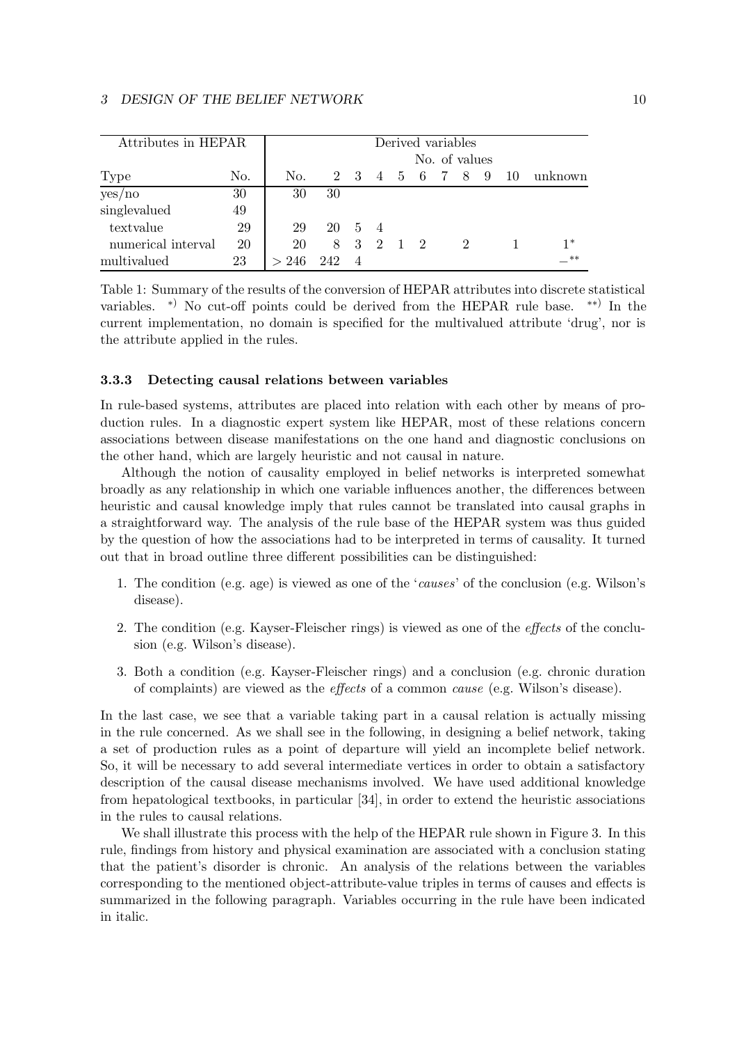| Attributes in HEPAR | | Derived variables | | | | | | | | | | |
|---|---|---|---|---|---|---|---|---|---|---|---|---|
| | | | No. of values | | | | | | | | | |
| Type | No. | No. | 2 | 3 | 4 | 5 | 6 | 7 | 8 | 9 | 10 | unknown |
| yes/no | 30 | 30 | 30 | | | | | | | | | |
| singlevalued | 49 | | | | | | | | | | | |
| textvalue | 29 | 29 | 20 | 5 | 4 | | | | | | | |
| numerical interval | 20 | 20 | 8 | 3 | 2 | 1 | 2 | | 2 | | 1 | 1* |
| multivalued | 23 | > 246 | 242 | 4 | | | | | | | | –** |

Table 1: Summary of the results of the conversion of HEPAR attributes into discrete statistical variables. *) No cut-off points could be derived from the HEPAR rule base. **) In the current implementation, no domain is specified for the multivalued attribute 'drug', nor is the attribute applied in the rules.

#### 3.3.3 Detecting causal relations between variables

In rule-based systems, attributes are placed into relation with each other by means of production rules. In a diagnostic expert system like HEPAR, most of these relations concern associations between disease manifestations on the one hand and diagnostic conclusions on the other hand, which are largely heuristic and not causal in nature.

Although the notion of causality employed in belief networks is interpreted somewhat broadly as any relationship in which one variable influences another, the differences between heuristic and causal knowledge imply that rules cannot be translated into causal graphs in a straightforward way. The analysis of the rule base of the HEPAR system was thus guided by the question of how the associations had to be interpreted in terms of causality. It turned out that in broad outline three different possibilities can be distinguished:

1. The condition (e.g. age) is viewed as one of the '*causes*' of the conclusion (e.g. Wilson's disease).
2. The condition (e.g. Kayser-Fleischer rings) is viewed as one of the *effects* of the conclusion (e.g. Wilson's disease).
3. Both a condition (e.g. Kayser-Fleischer rings) and a conclusion (e.g. chronic duration of complaints) are viewed as the *effects* of a common *cause* (e.g. Wilson's disease).

In the last case, we see that a variable taking part in a causal relation is actually missing in the rule concerned. As we shall see in the following, in designing a belief network, taking a set of production rules as a point of departure will yield an incomplete belief network. So, it will be necessary to add several intermediate vertices in order to obtain a satisfactory description of the causal disease mechanisms involved. We have used additional knowledge from hepatological textbooks, in particular [34], in order to extend the heuristic associations in the rules to causal relations.

We shall illustrate this process with the help of the HEPAR rule shown in Figure 3. In this rule, findings from history and physical examination are associated with a conclusion stating that the patient's disorder is chronic. An analysis of the relations between the variables corresponding to the mentioned object-attribute-value triples in terms of causes and effects is summarized in the following paragraph. Variables occurring in the rule have been indicated in italic.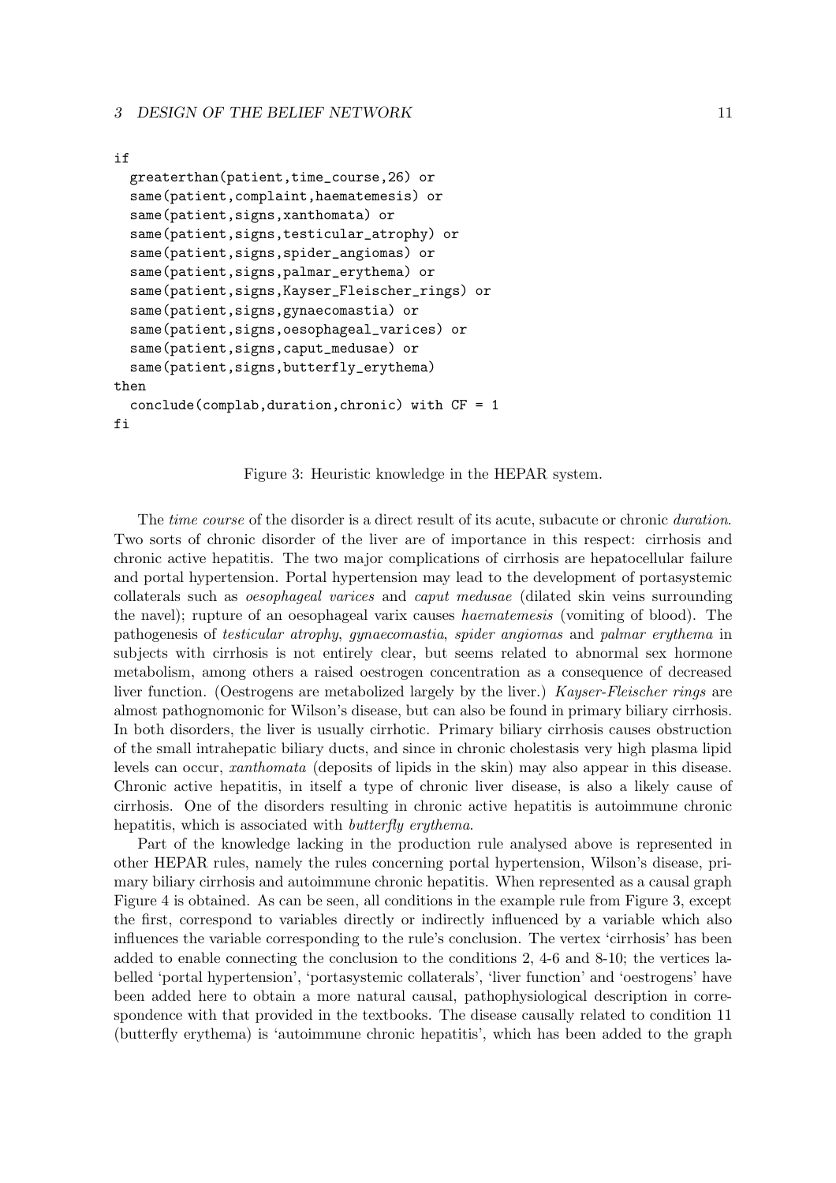```
if
  greaterthan(patient,time_course,26) or
  same(patient,complaint,haematemesis) or
  same(patient,signs,xanthomata) or
  same(patient,signs,testicular_atrophy) or
  same(patient,signs,spider_angiomas) or
  same(patient,signs,palmar_erythema) or
  same(patient,signs,Kayser_Fleischer_rings) or
  same(patient,signs,gynaecomastia) or
  same(patient,signs,oesophageal_varices) or
  same(patient,signs,caput_medusae) or
  same(patient,signs,butterfly_erythema)
then
  conclude(complab,duration,chronic) with CF = 1
fi
```

Figure 3: Heuristic knowledge in the HEPAR system.

The *time course* of the disorder is a direct result of its acute, subacute or chronic *duration*. Two sorts of chronic disorder of the liver are of importance in this respect: cirrhosis and chronic active hepatitis. The two major complications of cirrhosis are hepatocellular failure and portal hypertension. Portal hypertension may lead to the development of portasystemic collaterals such as *oesophageal varices* and *caput medusae* (dilated skin veins surrounding the navel); rupture of an oesophageal varix causes *haematemesis* (vomiting of blood). The pathogenesis of *testicular atrophy*, *gynaecomastia*, *spider angiomas* and *palmar erythema* in subjects with cirrhosis is not entirely clear, but seems related to abnormal sex hormone metabolism, among others a raised oestrogen concentration as a consequence of decreased liver function. (Oestrogens are metabolized largely by the liver.) *Kayser-Fleischer rings* are almost pathognomonic for Wilson's disease, but can also be found in primary biliary cirrhosis. In both disorders, the liver is usually cirrhotic. Primary biliary cirrhosis causes obstruction of the small intrahepatic biliary ducts, and since in chronic cholestasis very high plasma lipid levels can occur, *xanthomata* (deposits of lipids in the skin) may also appear in this disease. Chronic active hepatitis, in itself a type of chronic liver disease, is also a likely cause of cirrhosis. One of the disorders resulting in chronic active hepatitis is autoimmune chronic hepatitis, which is associated with *butterfly erythema*.

Part of the knowledge lacking in the production rule analysed above is represented in other HEPAR rules, namely the rules concerning portal hypertension, Wilson's disease, primary biliary cirrhosis and autoimmune chronic hepatitis. When represented as a causal graph Figure 4 is obtained. As can be seen, all conditions in the example rule from Figure 3, except the first, correspond to variables directly or indirectly influenced by a variable which also influences the variable corresponding to the rule's conclusion. The vertex 'cirrhosis' has been added to enable connecting the conclusion to the conditions 2, 4-6 and 8-10; the vertices labelled 'portal hypertension', 'portasystemic collaterals', 'liver function' and 'oestrogens' have been added here to obtain a more natural causal, pathophysiological description in correspondence with that provided in the textbooks. The disease causally related to condition 11 (butterfly erythema) is 'autoimmune chronic hepatitis', which has been added to the graph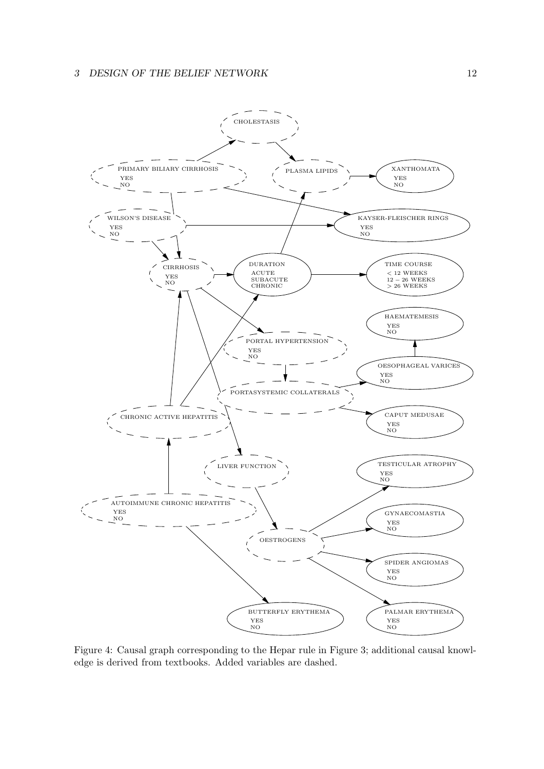Figure 4: Causal graph corresponding to the Hepar rule in Figure 3; additional causal knowledge is derived from textbooks. Added variables are dashed.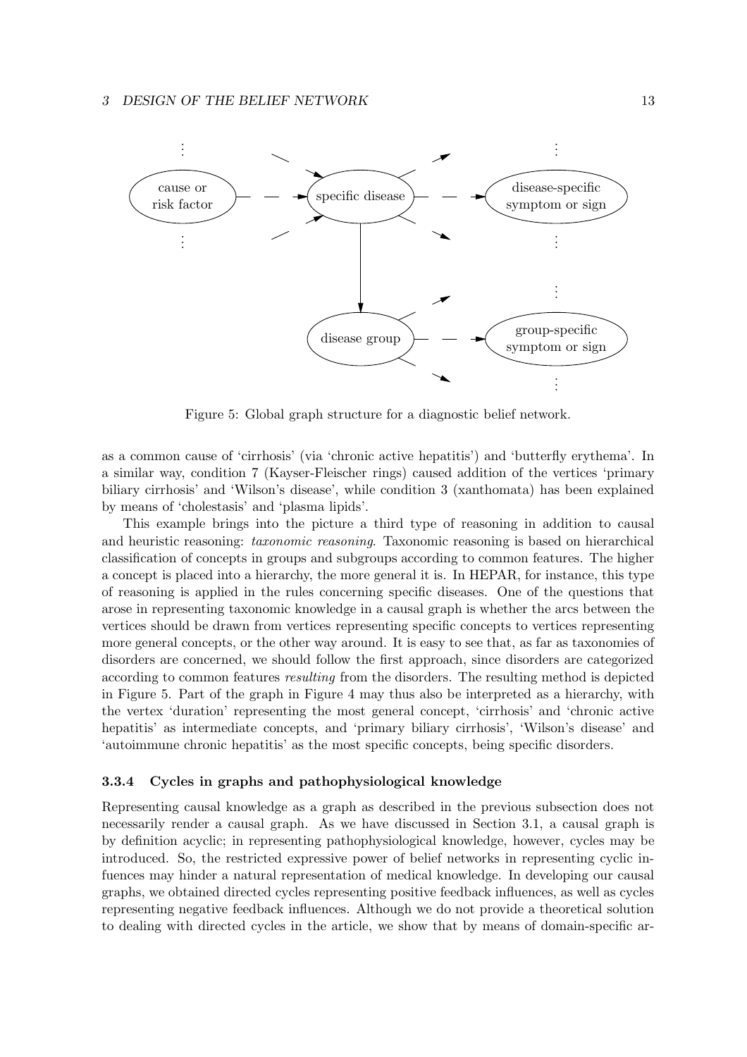Figure 5: Global graph structure for a diagnostic belief network.

as a common cause of 'cirrhosis' (via 'chronic active hepatitis') and 'butterfly erythema'. In a similar way, condition 7 (Kayser-Fleischer rings) caused addition of the vertices 'primary biliary cirrhosis' and 'Wilson's disease', while condition 3 (xanthomata) has been explained by means of 'cholestasis' and 'plasma lipids'.

This example brings into the picture a third type of reasoning in addition to causal and heuristic reasoning: *taxonomic reasoning*. Taxonomic reasoning is based on hierarchical classification of concepts in groups and subgroups according to common features. The higher a concept is placed into a hierarchy, the more general it is. In HEPAR, for instance, this type of reasoning is applied in the rules concerning specific diseases. One of the questions that arose in representing taxonomic knowledge in a causal graph is whether the arcs between the vertices should be drawn from vertices representing specific concepts to vertices representing more general concepts, or the other way around. It is easy to see that, as far as taxonomies of disorders are concerned, we should follow the first approach, since disorders are categorized according to common features *resulting* from the disorders. The resulting method is depicted in Figure 5. Part of the graph in Figure 4 may thus also be interpreted as a hierarchy, with the vertex 'duration' representing the most general concept, 'cirrhosis' and 'chronic active hepatitis' as intermediate concepts, and 'primary biliary cirrhosis', 'Wilson's disease' and 'autoimmune chronic hepatitis' as the most specific concepts, being specific disorders.

### 3.3.4 Cycles in graphs and pathophysiological knowledge

Representing causal knowledge as a graph as described in the previous subsection does not necessarily render a causal graph. As we have discussed in Section 3.1, a causal graph is by definition acyclic; in representing pathophysiological knowledge, however, cycles may be introduced. So, the restricted expressive power of belief networks in representing cyclic influences may hinder a natural representation of medical knowledge. In developing our causal graphs, we obtained directed cycles representing positive feedback influences, as well as cycles representing negative feedback influences. Although we do not provide a theoretical solution to dealing with directed cycles in the article, we show that by means of domain-specific ar-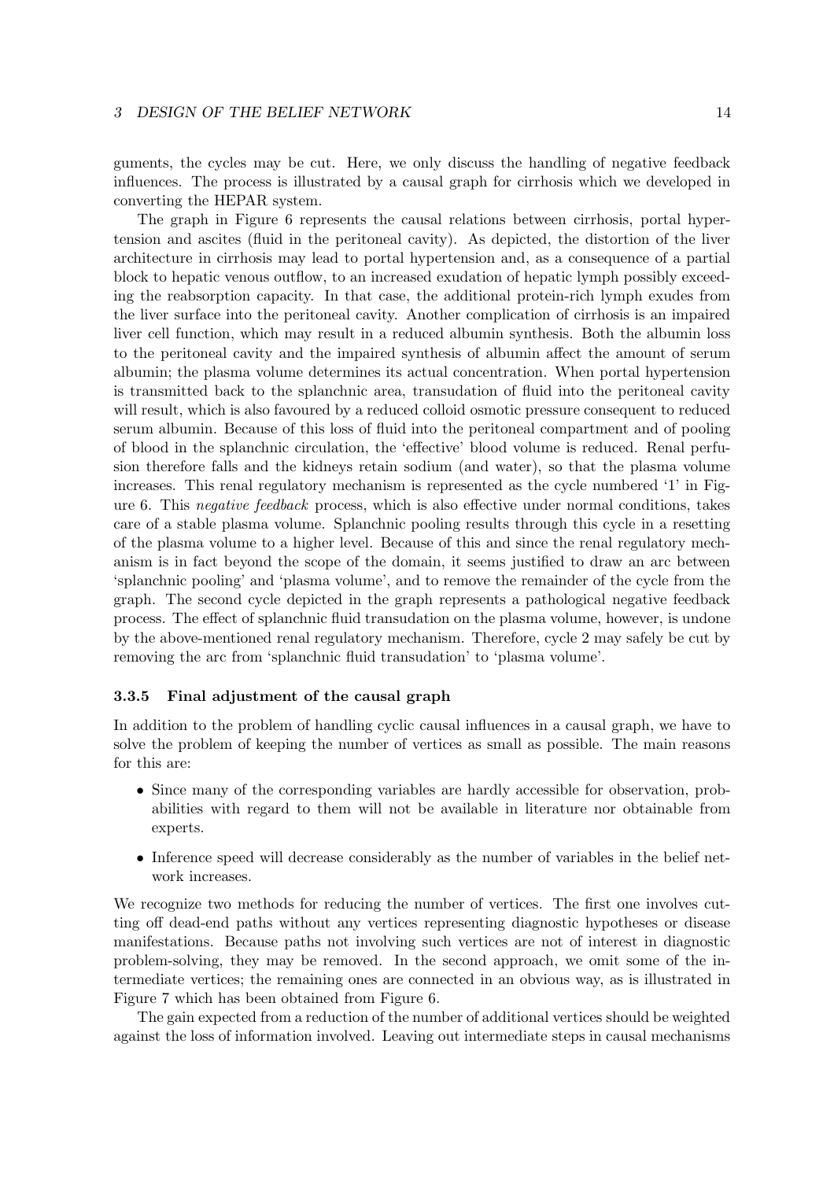guments, the cycles may be cut. Here, we only discuss the handling of negative feedback influences. The process is illustrated by a causal graph for cirrhosis which we developed in converting the HEPAR system.

The graph in Figure 6 represents the causal relations between cirrhosis, portal hypertension and ascites (fluid in the peritoneal cavity). As depicted, the distortion of the liver architecture in cirrhosis may lead to portal hypertension and, as a consequence of a partial block to hepatic venous outflow, to an increased exudation of hepatic lymph possibly exceeding the reabsorption capacity. In that case, the additional protein-rich lymph exudes from the liver surface into the peritoneal cavity. Another complication of cirrhosis is an impaired liver cell function, which may result in a reduced albumin synthesis. Both the albumin loss to the peritoneal cavity and the impaired synthesis of albumin affect the amount of serum albumin; the plasma volume determines its actual concentration. When portal hypertension is transmitted back to the splanchnic area, transudation of fluid into the peritoneal cavity will result, which is also favoured by a reduced colloid osmotic pressure consequent to reduced serum albumin. Because of this loss of fluid into the peritoneal compartment and of pooling of blood in the splanchnic circulation, the 'effective' blood volume is reduced. Renal perfusion therefore falls and the kidneys retain sodium (and water), so that the plasma volume increases. This renal regulatory mechanism is represented as the cycle numbered '1' in Figure 6. This *negative feedback* process, which is also effective under normal conditions, takes care of a stable plasma volume. Splanchnic pooling results through this cycle in a resetting of the plasma volume to a higher level. Because of this and since the renal regulatory mechanism is in fact beyond the scope of the domain, it seems justified to draw an arc between 'splanchnic pooling' and 'plasma volume', and to remove the remainder of the cycle from the graph. The second cycle depicted in the graph represents a pathological negative feedback process. The effect of splanchnic fluid transudation on the plasma volume, however, is undone by the above-mentioned renal regulatory mechanism. Therefore, cycle 2 may safely be cut by removing the arc from 'splanchnic fluid transudation' to 'plasma volume'.

### 3.3.5 Final adjustment of the causal graph

In addition to the problem of handling cyclic causal influences in a causal graph, we have to solve the problem of keeping the number of vertices as small as possible. The main reasons for this are:

- Since many of the corresponding variables are hardly accessible for observation, probabilities with regard to them will not be available in literature nor obtainable from experts.
- Inference speed will decrease considerably as the number of variables in the belief network increases.

We recognize two methods for reducing the number of vertices. The first one involves cutting off dead-end paths without any vertices representing diagnostic hypotheses or disease manifestations. Because paths not involving such vertices are not of interest in diagnostic problem-solving, they may be removed. In the second approach, we omit some of the intermediate vertices; the remaining ones are connected in an obvious way, as is illustrated in Figure 7 which has been obtained from Figure 6.

The gain expected from a reduction of the number of additional vertices should be weighted against the loss of information involved. Leaving out intermediate steps in causal mechanisms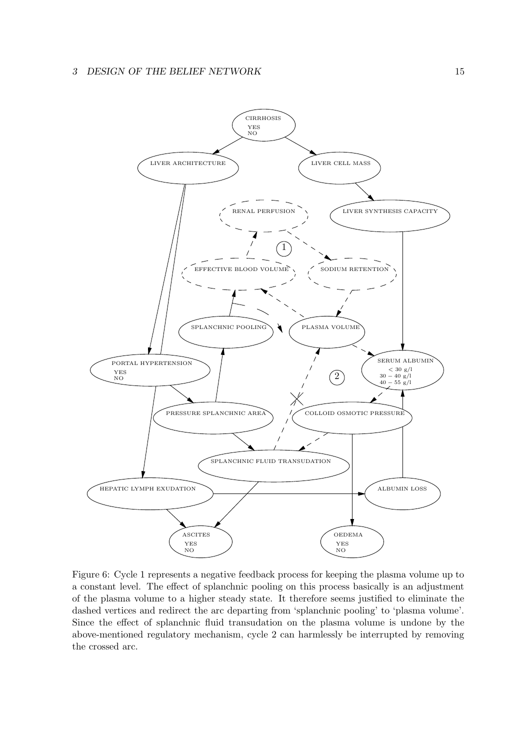Figure 6: Cycle 1 represents a negative feedback process for keeping the plasma volume up to a constant level. The effect of splanchnic pooling on this process basically is an adjustment of the plasma volume to a higher steady state. It therefore seems justified to eliminate the dashed vertices and redirect the arc departing from 'splanchnic pooling' to 'plasma volume'. Since the effect of splanchnic fluid transudation on the plasma volume is undone by the above-mentioned regulatory mechanism, cycle 2 can harmlessly be interrupted by removing the crossed arc.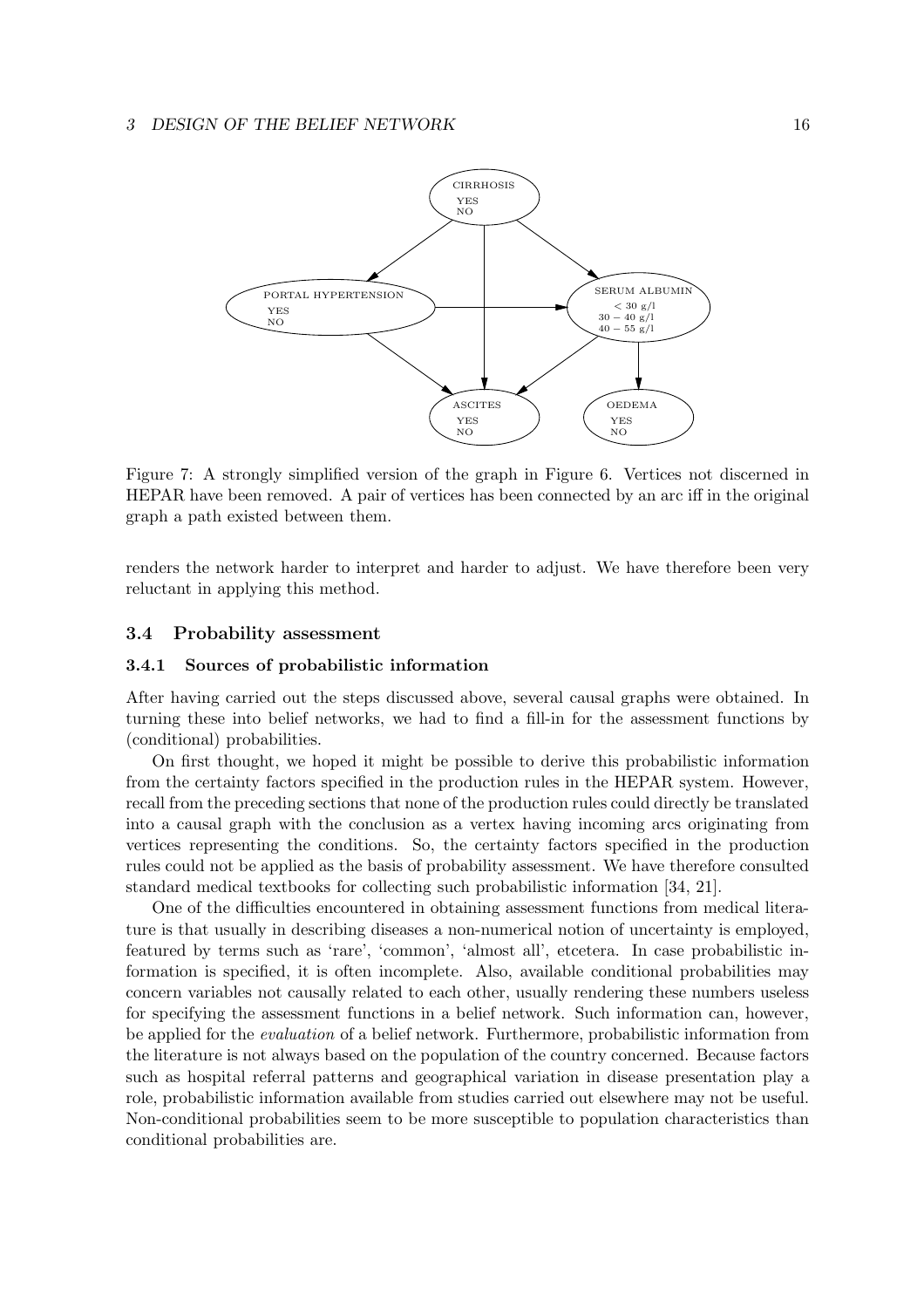CIRRHOSIS
YES
NO

PORTAL HYPERTENSION
YES
NO

SERUM ALBUMIN
< 30 g/l
30 − 40 g/l
40 − 55 g/l

ASCITES
YES
NO

OEDEMA
YES
NO

Figure 7: A strongly simplified version of the graph in Figure 6. Vertices not discerned in HEPAR have been removed. A pair of vertices has been connected by an arc iff in the original graph a path existed between them.

renders the network harder to interpret and harder to adjust. We have therefore been very reluctant in applying this method.

### 3.4 Probability assessment

#### 3.4.1 Sources of probabilistic information

After having carried out the steps discussed above, several causal graphs were obtained. In turning these into belief networks, we had to find a fill-in for the assessment functions by (conditional) probabilities.

On first thought, we hoped it might be possible to derive this probabilistic information from the certainty factors specified in the production rules in the HEPAR system. However, recall from the preceding sections that none of the production rules could directly be translated into a causal graph with the conclusion as a vertex having incoming arcs originating from vertices representing the conditions. So, the certainty factors specified in the production rules could not be applied as the basis of probability assessment. We have therefore consulted standard medical textbooks for collecting such probabilistic information [34, 21].

One of the difficulties encountered in obtaining assessment functions from medical literature is that usually in describing diseases a non-numerical notion of uncertainty is employed, featured by terms such as 'rare', 'common', 'almost all', etcetera. In case probabilistic information is specified, it is often incomplete. Also, available conditional probabilities may concern variables not causally related to each other, usually rendering these numbers useless for specifying the assessment functions in a belief network. Such information can, however, be applied for the *evaluation* of a belief network. Furthermore, probabilistic information from the literature is not always based on the population of the country concerned. Because factors such as hospital referral patterns and geographical variation in disease presentation play a role, probabilistic information available from studies carried out elsewhere may not be useful. Non-conditional probabilities seem to be more susceptible to population characteristics than conditional probabilities are.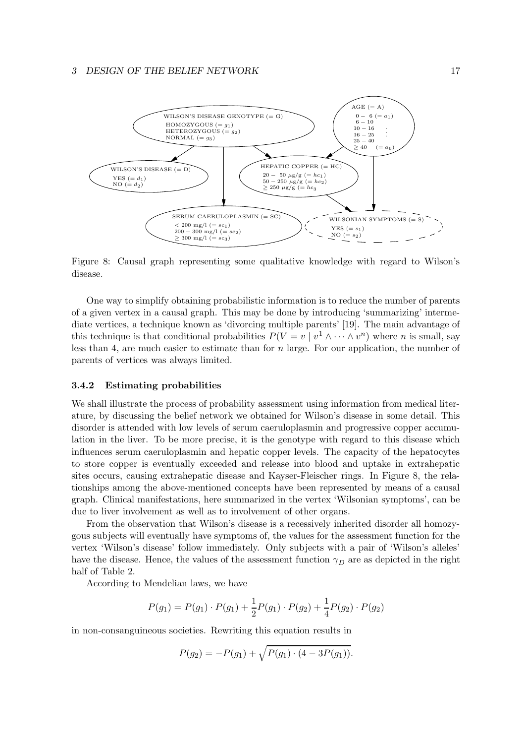Figure 8: Causal graph representing some qualitative knowledge with regard to Wilson's disease.

One way to simplify obtaining probabilistic information is to reduce the number of parents of a given vertex in a causal graph. This may be done by introducing 'summarizing' intermediate vertices, a technique known as 'divorcing multiple parents' [19]. The main advantage of this technique is that conditional probabilities $P(V = v \mid v^1 \wedge \cdots \wedge v^n)$ where $n$ is small, say less than 4, are much easier to estimate than for $n$ large. For our application, the number of parents of vertices was always limited.

### 3.4.2 Estimating probabilities

We shall illustrate the process of probability assessment using information from medical literature, by discussing the belief network we obtained for Wilson's disease in some detail. This disorder is attended with low levels of serum caeruloplasmin and progressive copper accumulation in the liver. To be more precise, it is the genotype with regard to this disease which influences serum caeruloplasmin and hepatic copper levels. The capacity of the hepatocytes to store copper is eventually exceeded and release into blood and uptake in extrahepatic sites occurs, causing extrahepatic disease and Kayser-Fleischer rings. In Figure 8, the relationships among the above-mentioned concepts have been represented by means of a causal graph. Clinical manifestations, here summarized in the vertex 'Wilsonian symptoms', can be due to liver involvement as well as to involvement of other organs.

From the observation that Wilson's disease is a recessively inherited disorder all homozygous subjects will eventually have symptoms of, the values for the assessment function for the vertex 'Wilson's disease' follow immediately. Only subjects with a pair of 'Wilson's alleles' have the disease. Hence, the values of the assessment function $\gamma_D$ are as depicted in the right half of Table 2.

According to Mendelian laws, we have

$$P(g_1) = P(g_1) \cdot P(g_1) + \frac{1}{2}P(g_1) \cdot P(g_2) + \frac{1}{4}P(g_2) \cdot P(g_2)$$

in non-consanguineous societies. Rewriting this equation results in

$$P(g_2) = -P(g_1) + \sqrt{P(g_1) \cdot (4 - 3P(g_1))}.$$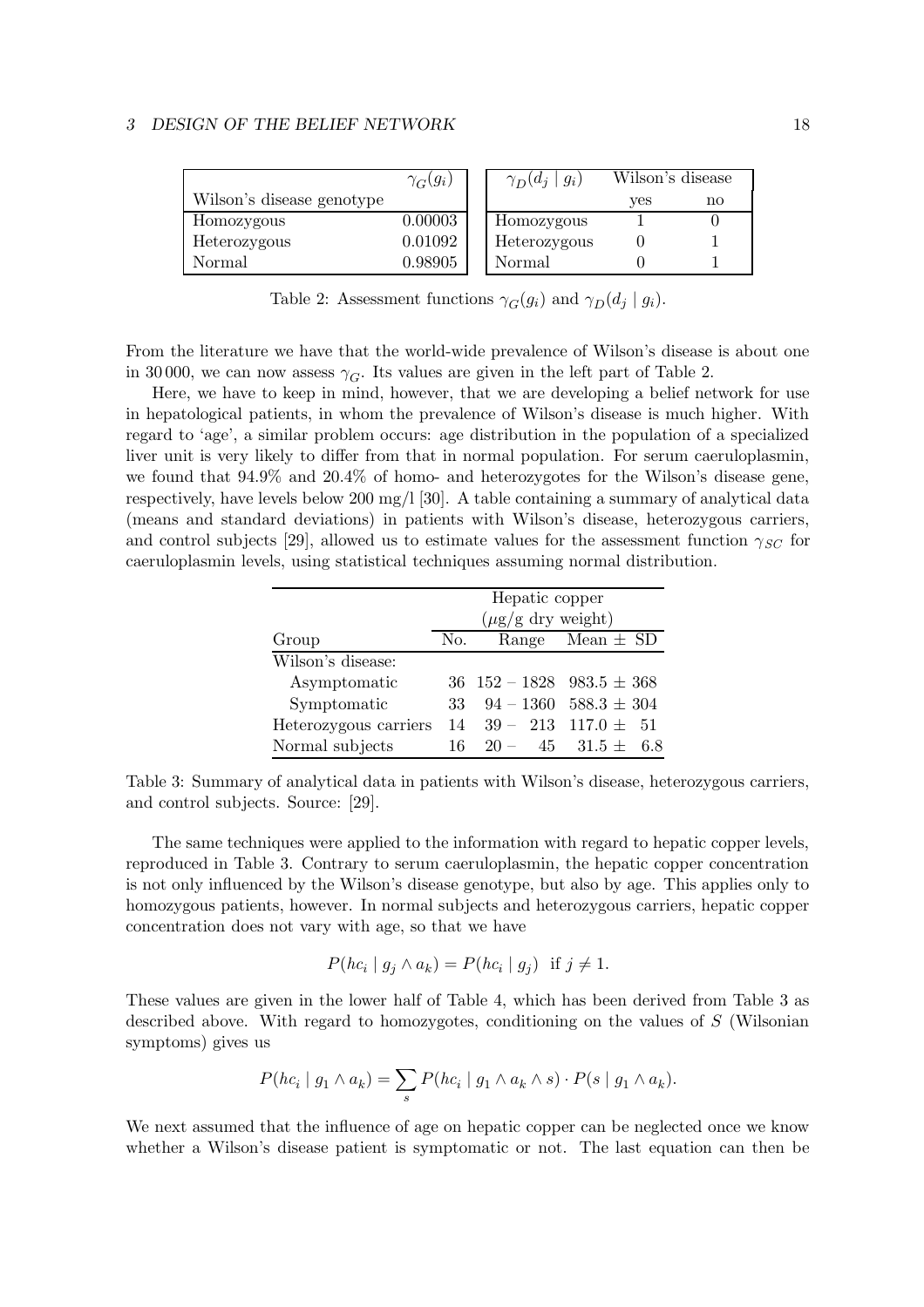| $\gamma_G(g_i)$ | |
|---|---|
| Wilson's disease genotype | |
| Homozygous | 0.00003 |
| Heterozygous | 0.01092 |
| Normal | 0.98905 |

| $\gamma_D(d_j \mid g_i)$ | Wilson's disease | |
|---|---|---|
| | yes | no |
| Homozygous | 1 | 0 |
| Heterozygous | 0 | 1 |
| Normal | 0 | 1 |

Table 2: Assessment functions $\gamma_G(g_i)$ and $\gamma_D(d_j \mid g_i)$.

From the literature we have that the world-wide prevalence of Wilson's disease is about one in 30 000, we can now assess $\gamma_G$. Its values are given in the left part of Table 2.

Here, we have to keep in mind, however, that we are developing a belief network for use in hepatological patients, in whom the prevalence of Wilson's disease is much higher. With regard to 'age', a similar problem occurs: age distribution in the population of a specialized liver unit is very likely to differ from that in normal population. For serum caeruloplasmin, we found that 94.9% and 20.4% of homo- and heterozygotes for the Wilson's disease gene, respectively, have levels below 200 mg/l [30]. A table containing a summary of analytical data (means and standard deviations) in patients with Wilson's disease, heterozygous carriers, and control subjects [29], allowed us to estimate values for the assessment function $\gamma_{SC}$ for caeruloplasmin levels, using statistical techniques assuming normal distribution.

| | Hepatic copper ($\mu$g/g dry weight) | | |
|---|---|---|---|
| Group | No. | Range | Mean ± SD |
| Wilson's disease: | | | |
| Asymptomatic | 36 | 152 – 1828 | 983.5 ± 368 |
| Symptomatic | 33 | 94 – 1360 | 588.3 ± 304 |
| Heterozygous carriers | 14 | 39 – 213 | 117.0 ± 51 |
| Normal subjects | 16 | 20 – 45 | 31.5 ± 6.8 |

Table 3: Summary of analytical data in patients with Wilson's disease, heterozygous carriers, and control subjects. Source: [29].

The same techniques were applied to the information with regard to hepatic copper levels, reproduced in Table 3. Contrary to serum caeruloplasmin, the hepatic copper concentration is not only influenced by the Wilson's disease genotype, but also by age. This applies only to homozygous patients, however. In normal subjects and heterozygous carriers, hepatic copper concentration does not vary with age, so that we have

$$P(hc_i \mid g_j \wedge a_k) = P(hc_i \mid g_j) \quad \text{if } j \neq 1.$$

These values are given in the lower half of Table 4, which has been derived from Table 3 as described above. With regard to homozygotes, conditioning on the values of $S$ (Wilsonian symptoms) gives us

$$P(hc_i \mid g_1 \wedge a_k) = \sum_s P(hc_i \mid g_1 \wedge a_k \wedge s) \cdot P(s \mid g_1 \wedge a_k).$$

We next assumed that the influence of age on hepatic copper can be neglected once we know whether a Wilson's disease patient is symptomatic or not. The last equation can then be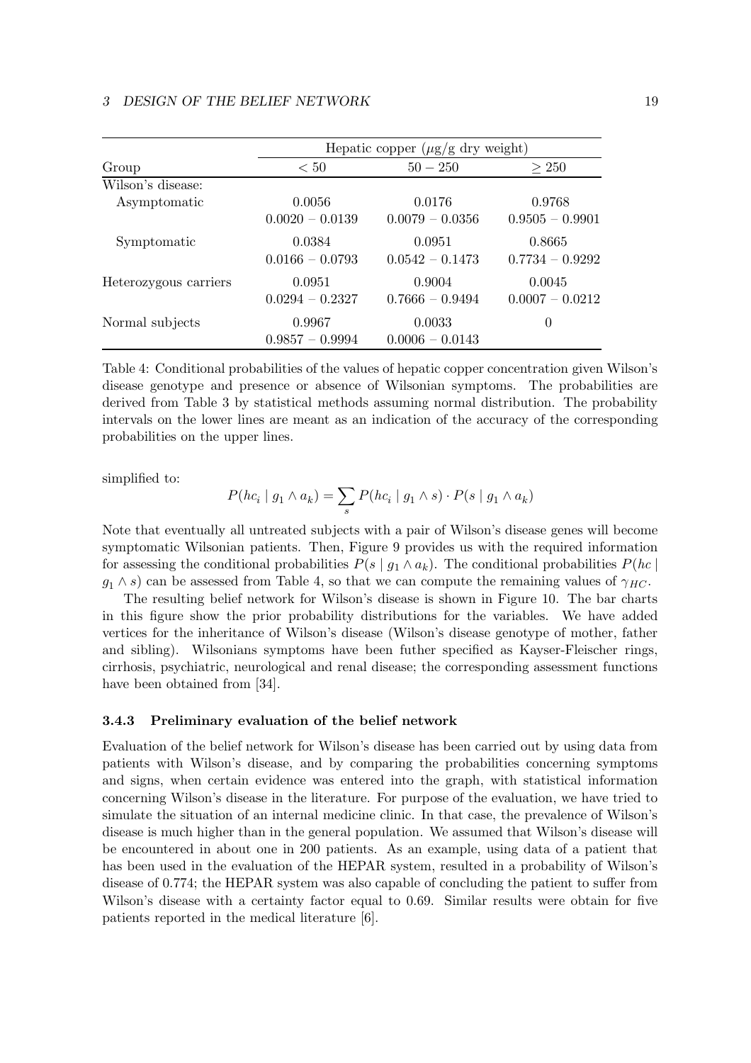| Group | Hepatic copper ($\mu$g/g dry weight) | | |
|---|---|---|---|
| | $< 50$ | $50 - 250$ | $\geq 250$ |
| Wilson's disease: | | | |
| Asymptomatic | 0.0056<br>$0.0020 - 0.0139$ | 0.0176<br>$0.0079 - 0.0356$ | 0.9768<br>$0.9505 - 0.9901$ |
| Symptomatic | 0.0384<br>$0.0166 - 0.0793$ | 0.0951<br>$0.0542 - 0.1473$ | 0.8665<br>$0.7734 - 0.9292$ |
| Heterozygous carriers | 0.0951<br>$0.0294 - 0.2327$ | 0.9004<br>$0.7666 - 0.9494$ | 0.0045<br>$0.0007 - 0.0212$ |
| Normal subjects | 0.9967<br>$0.9857 - 0.9994$ | 0.0033<br>$0.0006 - 0.0143$ | 0 |

Table 4: Conditional probabilities of the values of hepatic copper concentration given Wilson's disease genotype and presence or absence of Wilsonian symptoms. The probabilities are derived from Table 3 by statistical methods assuming normal distribution. The probability intervals on the lower lines are meant as an indication of the accuracy of the corresponding probabilities on the upper lines.

simplified to:

$$P(hc_i \mid g_1 \wedge a_k) = \sum_s P(hc_i \mid g_1 \wedge s) \cdot P(s \mid g_1 \wedge a_k)$$

Note that eventually all untreated subjects with a pair of Wilson's disease genes will become symptomatic Wilsonian patients. Then, Figure 9 provides us with the required information for assessing the conditional probabilities $P(s \mid g_1 \wedge a_k)$. The conditional probabilities $P(hc \mid g_1 \wedge s)$ can be assessed from Table 4, so that we can compute the remaining values of $\gamma_{HC}$.

The resulting belief network for Wilson's disease is shown in Figure 10. The bar charts in this figure show the prior probability distributions for the variables. We have added vertices for the inheritance of Wilson's disease (Wilson's disease genotype of mother, father and sibling). Wilsonians symptoms have been futher specified as Kayser-Fleischer rings, cirrhosis, psychiatric, neurological and renal disease; the corresponding assessment functions have been obtained from [34].

### 3.4.3 Preliminary evaluation of the belief network

Evaluation of the belief network for Wilson's disease has been carried out by using data from patients with Wilson's disease, and by comparing the probabilities concerning symptoms and signs, when certain evidence was entered into the graph, with statistical information concerning Wilson's disease in the literature. For purpose of the evaluation, we have tried to simulate the situation of an internal medicine clinic. In that case, the prevalence of Wilson's disease is much higher than in the general population. We assumed that Wilson's disease will be encountered in about one in 200 patients. As an example, using data of a patient that has been used in the evaluation of the HEPAR system, resulted in a probability of Wilson's disease of 0.774; the HEPAR system was also capable of concluding the patient to suffer from Wilson's disease with a certainty factor equal to 0.69. Similar results were obtain for five patients reported in the medical literature [6].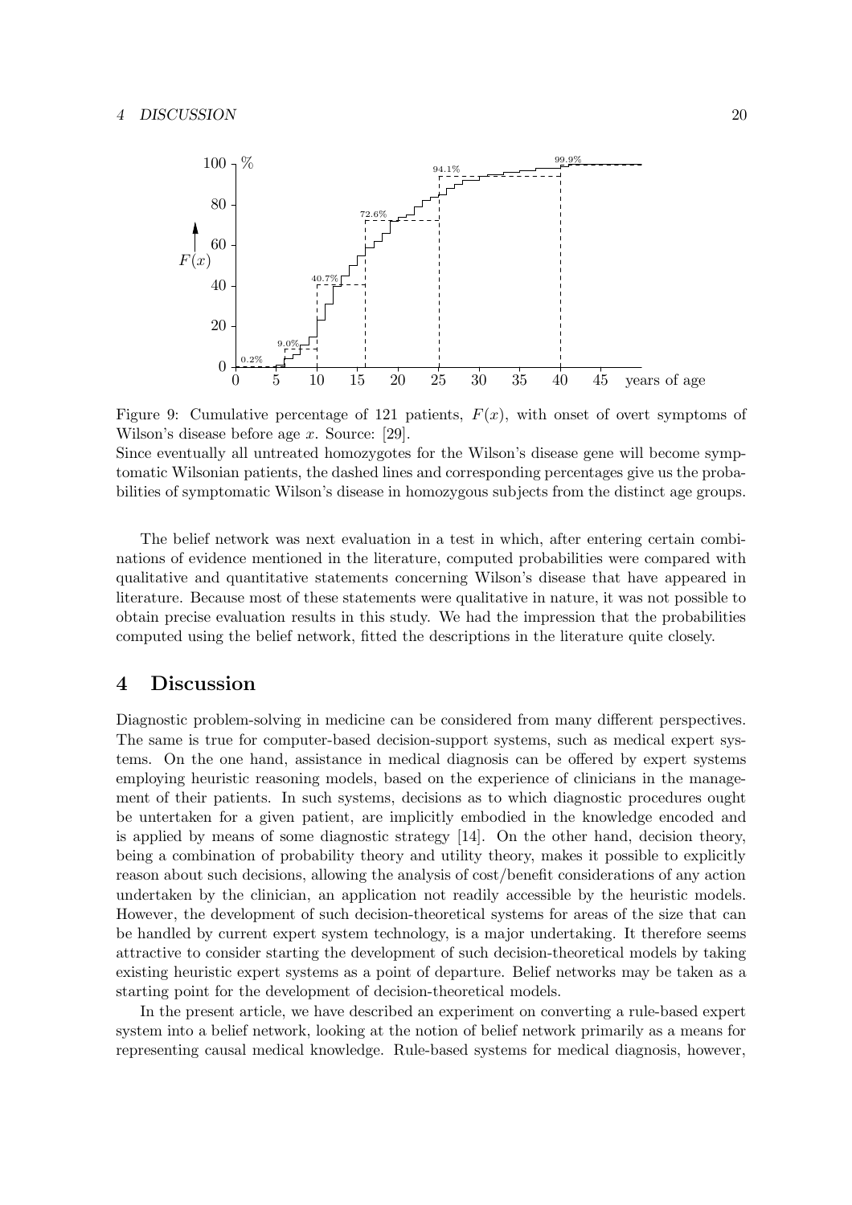Figure 9: Cumulative percentage of 121 patients, $F(x)$, with onset of overt symptoms of Wilson's disease before age $x$. Source: [29].
Since eventually all untreated homozygotes for the Wilson's disease gene will become symptomatic Wilsonian patients, the dashed lines and corresponding percentages give us the probabilities of symptomatic Wilson's disease in homozygous subjects from the distinct age groups.

The belief network was next evaluation in a test in which, after entering certain combinations of evidence mentioned in the literature, computed probabilities were compared with qualitative and quantitative statements concerning Wilson's disease that have appeared in literature. Because most of these statements were qualitative in nature, it was not possible to obtain precise evaluation results in this study. We had the impression that the probabilities computed using the belief network, fitted the descriptions in the literature quite closely.

## 4 Discussion

Diagnostic problem-solving in medicine can be considered from many different perspectives. The same is true for computer-based decision-support systems, such as medical expert systems. On the one hand, assistance in medical diagnosis can be offered by expert systems employing heuristic reasoning models, based on the experience of clinicians in the management of their patients. In such systems, decisions as to which diagnostic procedures ought be untertaken for a given patient, are implicitly embodied in the knowledge encoded and is applied by means of some diagnostic strategy [14]. On the other hand, decision theory, being a combination of probability theory and utility theory, makes it possible to explicitly reason about such decisions, allowing the analysis of cost/benefit considerations of any action undertaken by the clinician, an application not readily accessible by the heuristic models. However, the development of such decision-theoretical systems for areas of the size that can be handled by current expert system technology, is a major undertaking. It therefore seems attractive to consider starting the development of such decision-theoretical models by taking existing heuristic expert systems as a point of departure. Belief networks may be taken as a starting point for the development of decision-theoretical models.

In the present article, we have described an experiment on converting a rule-based expert system into a belief network, looking at the notion of belief network primarily as a means for representing causal medical knowledge. Rule-based systems for medical diagnosis, however,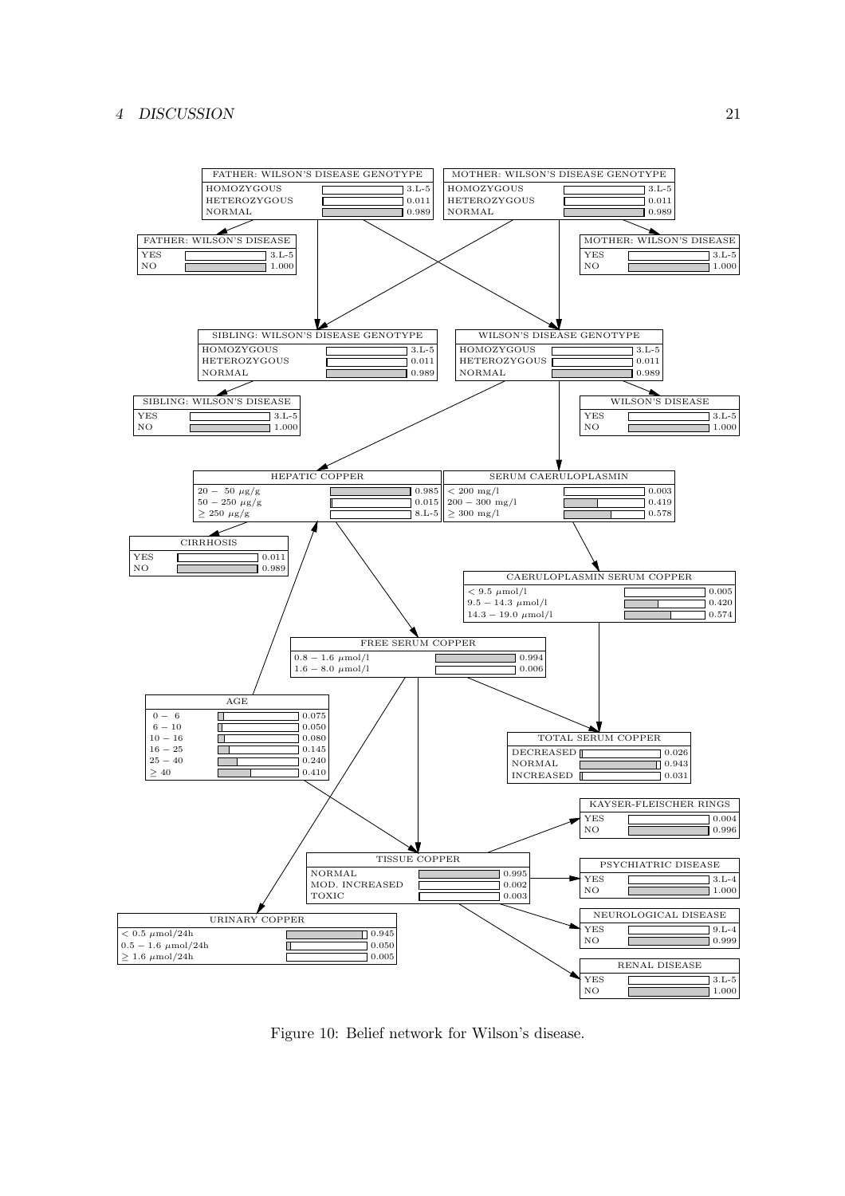Figure 10: Belief network for Wilson's disease.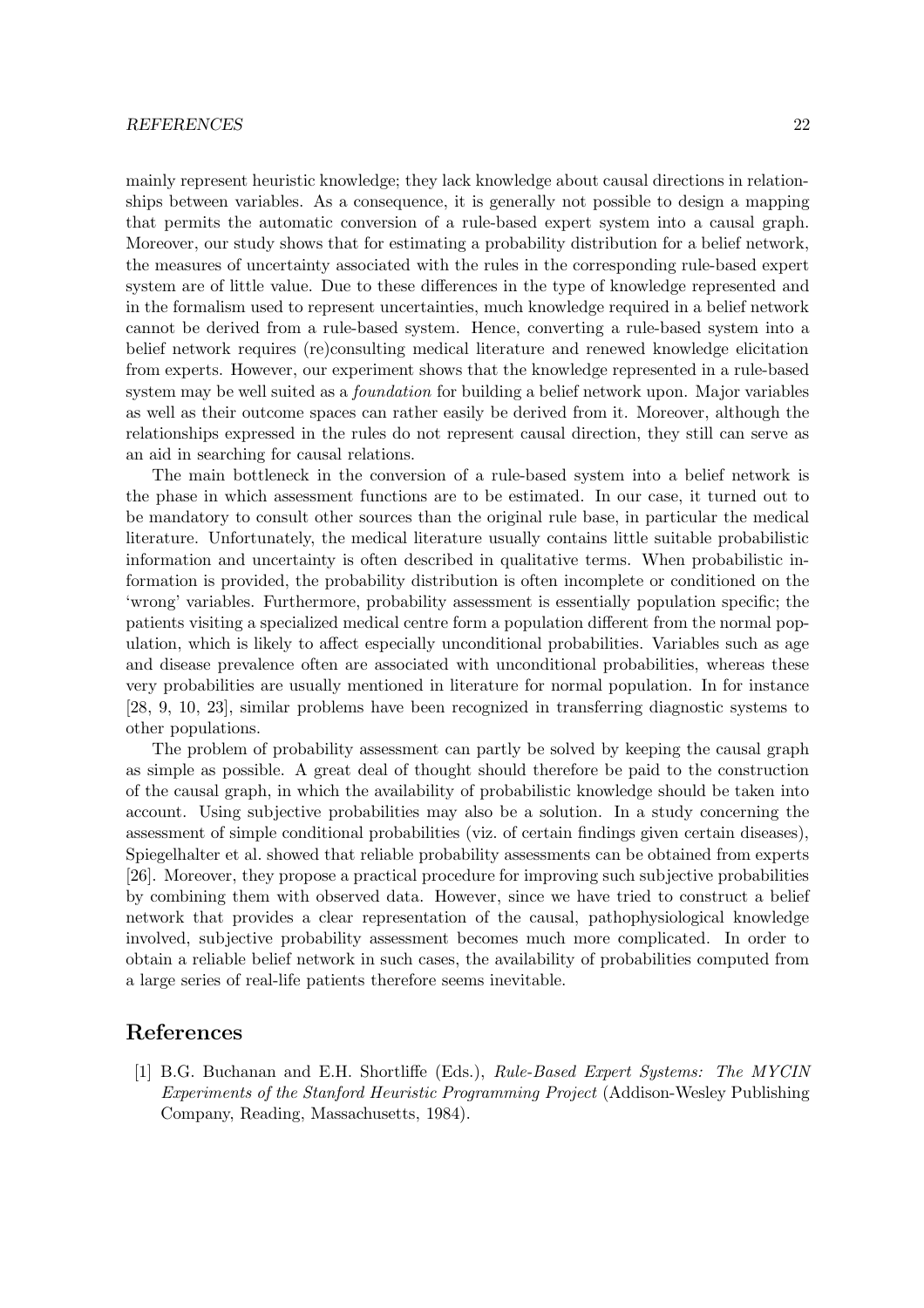mainly represent heuristic knowledge; they lack knowledge about causal directions in relationships between variables. As a consequence, it is generally not possible to design a mapping that permits the automatic conversion of a rule-based expert system into a causal graph. Moreover, our study shows that for estimating a probability distribution for a belief network, the measures of uncertainty associated with the rules in the corresponding rule-based expert system are of little value. Due to these differences in the type of knowledge represented and in the formalism used to represent uncertainties, much knowledge required in a belief network cannot be derived from a rule-based system. Hence, converting a rule-based system into a belief network requires (re)consulting medical literature and renewed knowledge elicitation from experts. However, our experiment shows that the knowledge represented in a rule-based system may be well suited as a *foundation* for building a belief network upon. Major variables as well as their outcome spaces can rather easily be derived from it. Moreover, although the relationships expressed in the rules do not represent causal direction, they still can serve as an aid in searching for causal relations.

The main bottleneck in the conversion of a rule-based system into a belief network is the phase in which assessment functions are to be estimated. In our case, it turned out to be mandatory to consult other sources than the original rule base, in particular the medical literature. Unfortunately, the medical literature usually contains little suitable probabilistic information and uncertainty is often described in qualitative terms. When probabilistic information is provided, the probability distribution is often incomplete or conditioned on the 'wrong' variables. Furthermore, probability assessment is essentially population specific; the patients visiting a specialized medical centre form a population different from the normal population, which is likely to affect especially unconditional probabilities. Variables such as age and disease prevalence often are associated with unconditional probabilities, whereas these very probabilities are usually mentioned in literature for normal population. In for instance [28, 9, 10, 23], similar problems have been recognized in transferring diagnostic systems to other populations.

The problem of probability assessment can partly be solved by keeping the causal graph as simple as possible. A great deal of thought should therefore be paid to the construction of the causal graph, in which the availability of probabilistic knowledge should be taken into account. Using subjective probabilities may also be a solution. In a study concerning the assessment of simple conditional probabilities (viz. of certain findings given certain diseases), Spiegelhalter et al. showed that reliable probability assessments can be obtained from experts [26]. Moreover, they propose a practical procedure for improving such subjective probabilities by combining them with observed data. However, since we have tried to construct a belief network that provides a clear representation of the causal, pathophysiological knowledge involved, subjective probability assessment becomes much more complicated. In order to obtain a reliable belief network in such cases, the availability of probabilities computed from a large series of real-life patients therefore seems inevitable.

# References

[1] B.G. Buchanan and E.H. Shortliffe (Eds.), *Rule-Based Expert Systems: The MYCIN Experiments of the Stanford Heuristic Programming Project* (Addison-Wesley Publishing Company, Reading, Massachusetts, 1984).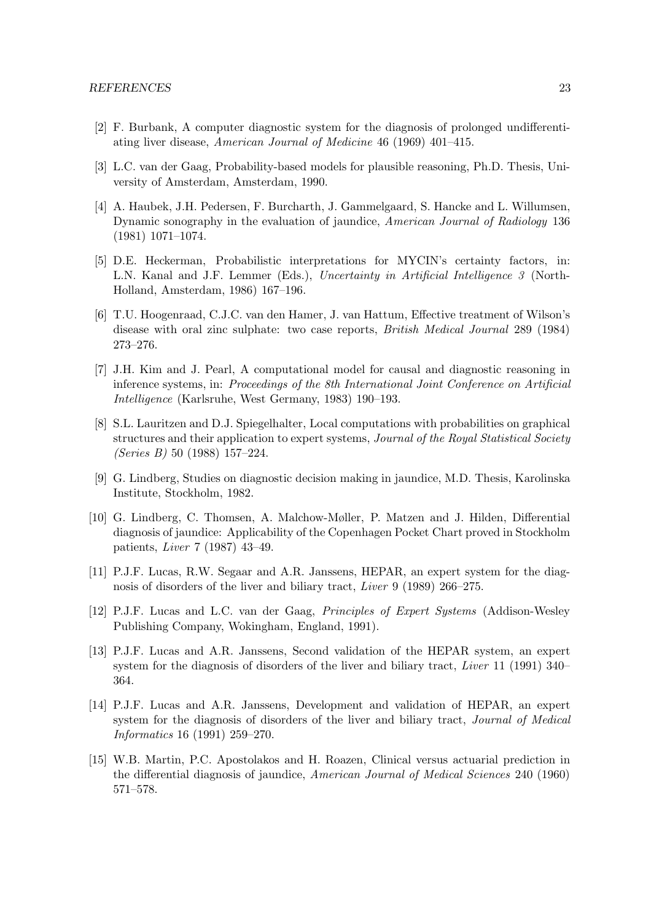[2] F. Burbank, A computer diagnostic system for the diagnosis of prolonged undifferentiating liver disease, *American Journal of Medicine* 46 (1969) 401–415.

[3] L.C. van der Gaag, Probability-based models for plausible reasoning, Ph.D. Thesis, University of Amsterdam, Amsterdam, 1990.

[4] A. Haubek, J.H. Pedersen, F. Burcharth, J. Gammelgaard, S. Hancke and L. Willumsen, Dynamic sonography in the evaluation of jaundice, *American Journal of Radiology* 136 (1981) 1071–1074.

[5] D.E. Heckerman, Probabilistic interpretations for MYCIN's certainty factors, in: L.N. Kanal and J.F. Lemmer (Eds.), *Uncertainty in Artificial Intelligence 3* (North-Holland, Amsterdam, 1986) 167–196.

[6] T.U. Hoogenraad, C.J.C. van den Hamer, J. van Hattum, Effective treatment of Wilson's disease with oral zinc sulphate: two case reports, *British Medical Journal* 289 (1984) 273–276.

[7] J.H. Kim and J. Pearl, A computational model for causal and diagnostic reasoning in inference systems, in: *Proceedings of the 8th International Joint Conference on Artificial Intelligence* (Karlsruhe, West Germany, 1983) 190–193.

[8] S.L. Lauritzen and D.J. Spiegelhalter, Local computations with probabilities on graphical structures and their application to expert systems, *Journal of the Royal Statistical Society (Series B)* 50 (1988) 157–224.

[9] G. Lindberg, Studies on diagnostic decision making in jaundice, M.D. Thesis, Karolinska Institute, Stockholm, 1982.

[10] G. Lindberg, C. Thomsen, A. Malchow-Møller, P. Matzen and J. Hilden, Differential diagnosis of jaundice: Applicability of the Copenhagen Pocket Chart proved in Stockholm patients, *Liver* 7 (1987) 43–49.

[11] P.J.F. Lucas, R.W. Segaar and A.R. Janssens, HEPAR, an expert system for the diagnosis of disorders of the liver and biliary tract, *Liver* 9 (1989) 266–275.

[12] P.J.F. Lucas and L.C. van der Gaag, *Principles of Expert Systems* (Addison-Wesley Publishing Company, Wokingham, England, 1991).

[13] P.J.F. Lucas and A.R. Janssens, Second validation of the HEPAR system, an expert system for the diagnosis of disorders of the liver and biliary tract, *Liver* 11 (1991) 340–364.

[14] P.J.F. Lucas and A.R. Janssens, Development and validation of HEPAR, an expert system for the diagnosis of disorders of the liver and biliary tract, *Journal of Medical Informatics* 16 (1991) 259–270.

[15] W.B. Martin, P.C. Apostolakos and H. Roazen, Clinical versus actuarial prediction in the differential diagnosis of jaundice, *American Journal of Medical Sciences* 240 (1960) 571–578.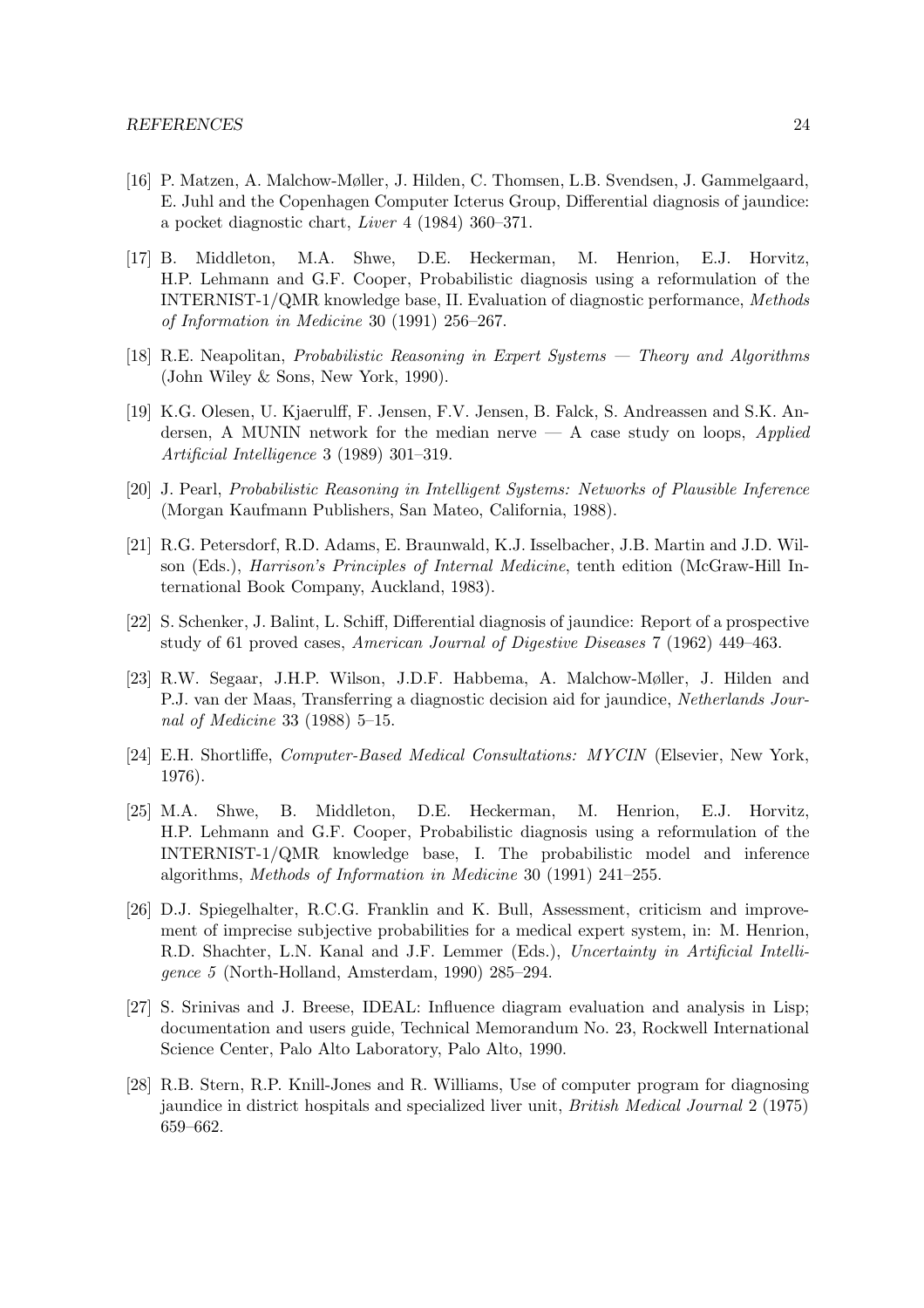[16] P. Matzen, A. Malchow-Møller, J. Hilden, C. Thomsen, L.B. Svendsen, J. Gammelgaard, E. Juhl and the Copenhagen Computer Icterus Group, Differential diagnosis of jaundice: a pocket diagnostic chart, *Liver* 4 (1984) 360–371.

[17] B. Middleton, M.A. Shwe, D.E. Heckerman, M. Henrion, E.J. Horvitz, H.P. Lehmann and G.F. Cooper, Probabilistic diagnosis using a reformulation of the INTERNIST-1/QMR knowledge base, II. Evaluation of diagnostic performance, *Methods of Information in Medicine* 30 (1991) 256–267.

[18] R.E. Neapolitan, *Probabilistic Reasoning in Expert Systems — Theory and Algorithms* (John Wiley & Sons, New York, 1990).

[19] K.G. Olesen, U. Kjaerulff, F. Jensen, F.V. Jensen, B. Falck, S. Andreassen and S.K. Andersen, A MUNIN network for the median nerve — A case study on loops, *Applied Artificial Intelligence* 3 (1989) 301–319.

[20] J. Pearl, *Probabilistic Reasoning in Intelligent Systems: Networks of Plausible Inference* (Morgan Kaufmann Publishers, San Mateo, California, 1988).

[21] R.G. Petersdorf, R.D. Adams, E. Braunwald, K.J. Isselbacher, J.B. Martin and J.D. Wilson (Eds.), *Harrison's Principles of Internal Medicine*, tenth edition (McGraw-Hill International Book Company, Auckland, 1983).

[22] S. Schenker, J. Balint, L. Schiff, Differential diagnosis of jaundice: Report of a prospective study of 61 proved cases, *American Journal of Digestive Diseases* 7 (1962) 449–463.

[23] R.W. Segaar, J.H.P. Wilson, J.D.F. Habbema, A. Malchow-Møller, J. Hilden and P.J. van der Maas, Transferring a diagnostic decision aid for jaundice, *Netherlands Journal of Medicine* 33 (1988) 5–15.

[24] E.H. Shortliffe, *Computer-Based Medical Consultations: MYCIN* (Elsevier, New York, 1976).

[25] M.A. Shwe, B. Middleton, D.E. Heckerman, M. Henrion, E.J. Horvitz, H.P. Lehmann and G.F. Cooper, Probabilistic diagnosis using a reformulation of the INTERNIST-1/QMR knowledge base, I. The probabilistic model and inference algorithms, *Methods of Information in Medicine* 30 (1991) 241–255.

[26] D.J. Spiegelhalter, R.C.G. Franklin and K. Bull, Assessment, criticism and improvement of imprecise subjective probabilities for a medical expert system, in: M. Henrion, R.D. Shachter, L.N. Kanal and J.F. Lemmer (Eds.), *Uncertainty in Artificial Intelligence 5* (North-Holland, Amsterdam, 1990) 285–294.

[27] S. Srinivas and J. Breese, IDEAL: Influence diagram evaluation and analysis in Lisp; documentation and users guide, Technical Memorandum No. 23, Rockwell International Science Center, Palo Alto Laboratory, Palo Alto, 1990.

[28] R.B. Stern, R.P. Knill-Jones and R. Williams, Use of computer program for diagnosing jaundice in district hospitals and specialized liver unit, *British Medical Journal* 2 (1975) 659–662.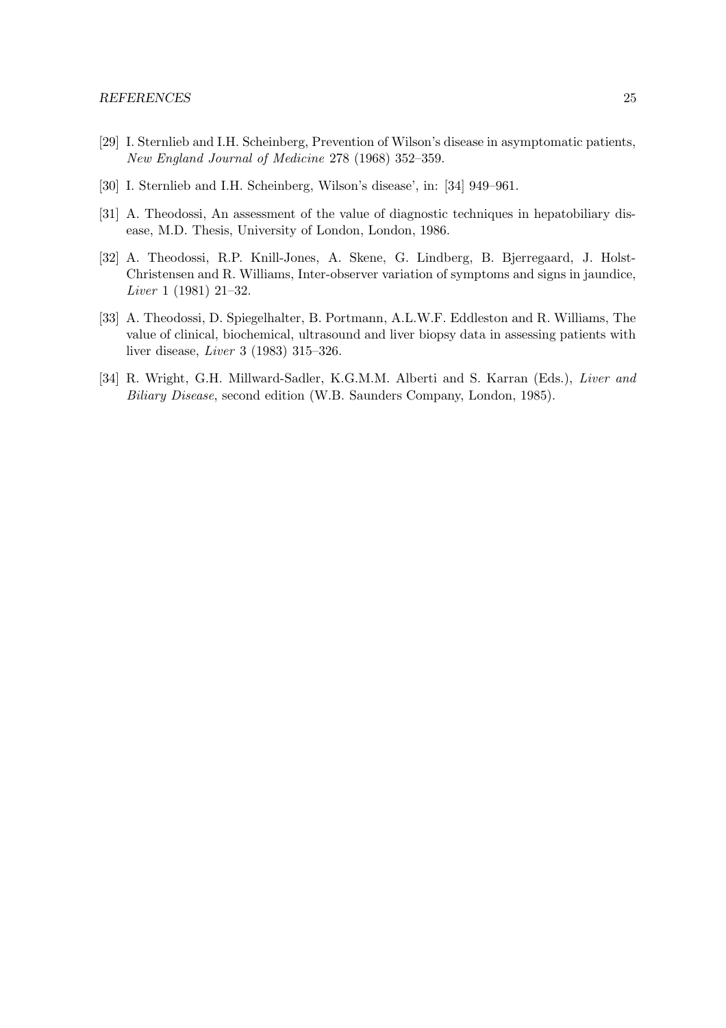[29] I. Sternlieb and I.H. Scheinberg, Prevention of Wilson's disease in asymptomatic patients, *New England Journal of Medicine* 278 (1968) 352–359.

[30] I. Sternlieb and I.H. Scheinberg, Wilson's disease', in: [34] 949–961.

[31] A. Theodossi, An assessment of the value of diagnostic techniques in hepatobiliary disease, M.D. Thesis, University of London, London, 1986.

[32] A. Theodossi, R.P. Knill-Jones, A. Skene, G. Lindberg, B. Bjerregaard, J. Holst-Christensen and R. Williams, Inter-observer variation of symptoms and signs in jaundice, *Liver* 1 (1981) 21–32.

[33] A. Theodossi, D. Spiegelhalter, B. Portmann, A.L.W.F. Eddleston and R. Williams, The value of clinical, biochemical, ultrasound and liver biopsy data in assessing patients with liver disease, *Liver* 3 (1983) 315–326.

[34] R. Wright, G.H. Millward-Sadler, K.G.M.M. Alberti and S. Karran (Eds.), *Liver and Biliary Disease*, second edition (W.B. Saunders Company, London, 1985).